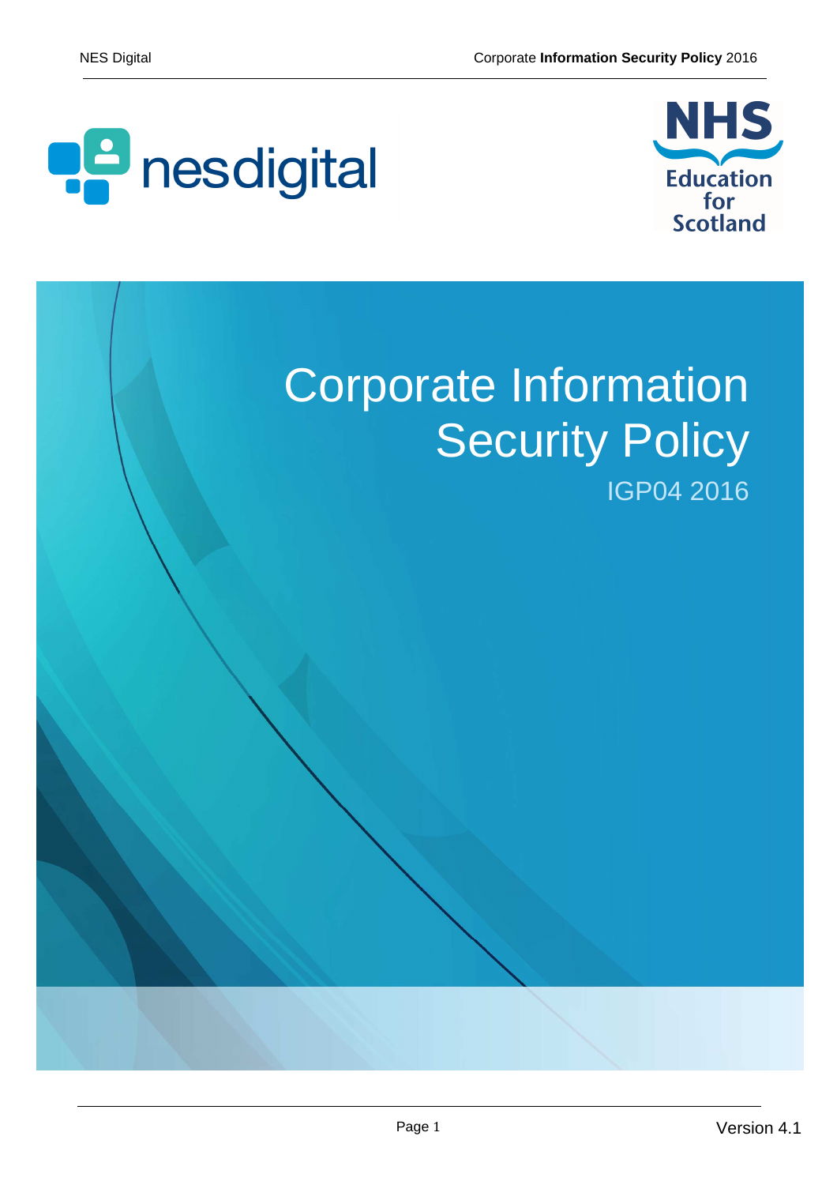# Corporate Information Security Policy

IGP04 2016

Version 4.1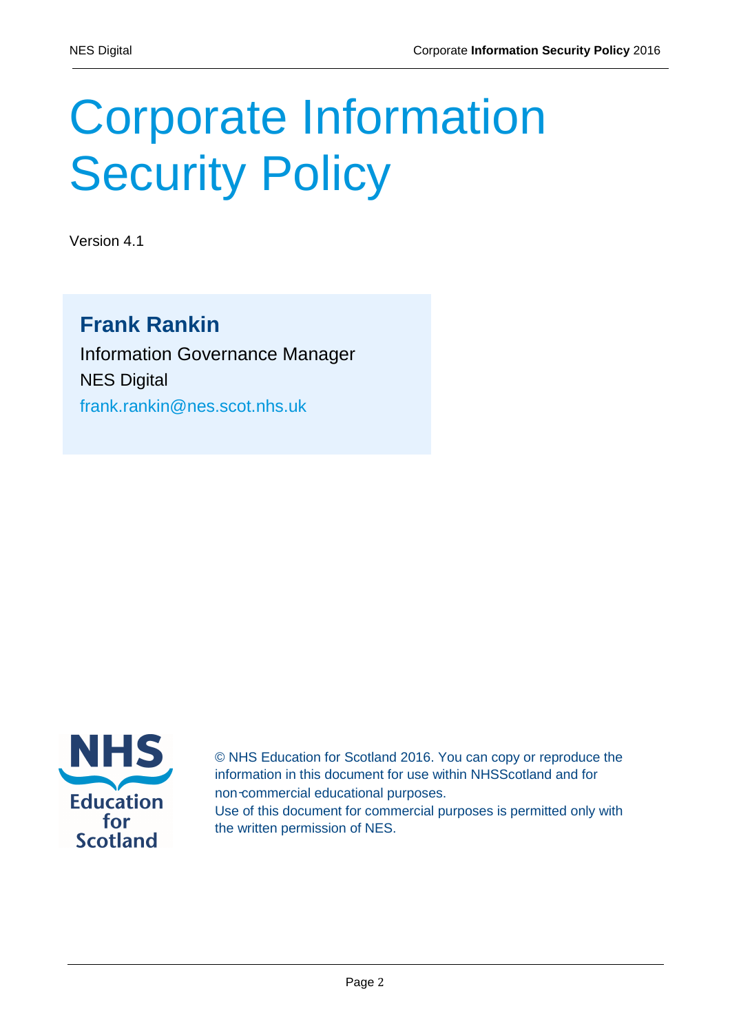# Corporate Information Security Policy

Version 4.1

**Frank Rankin**

Information Governance Manager

NES Digital

frank.rankin@nes.scot.nhs.uk

© NHS Education for Scotland 2016. You can copy or reproduce the information in this document for use within NHSScotland and for non-commercial educational purposes.

Use of this document for commercial purposes is permitted only with the written permission of NES.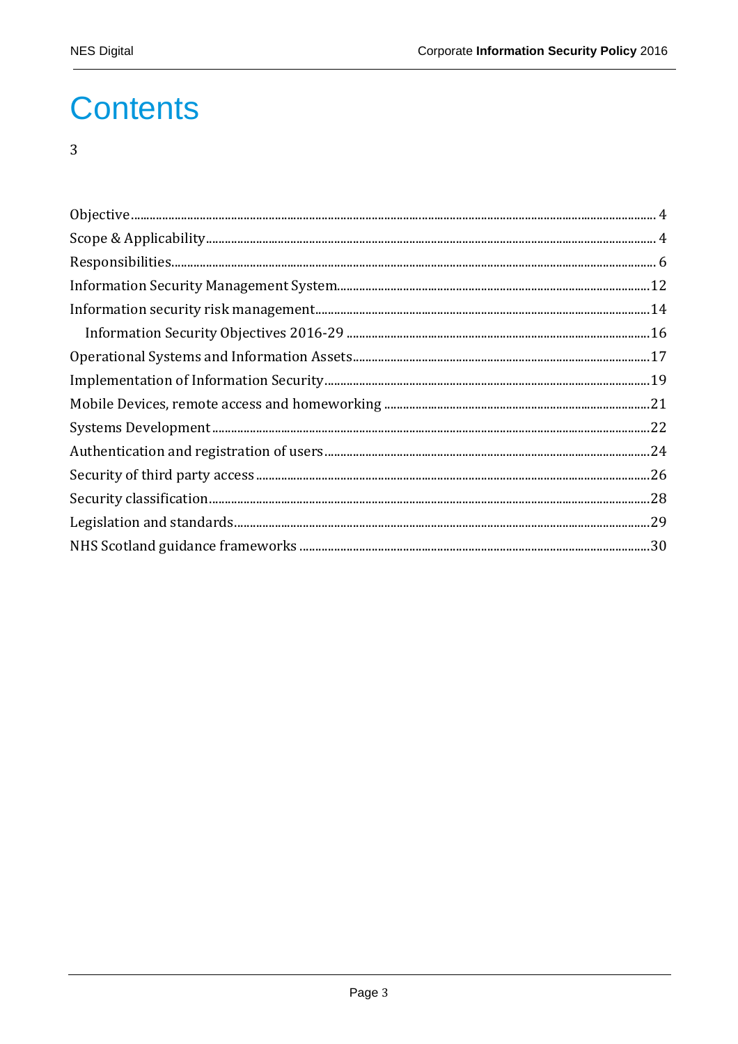# Contents

3

Objective.......... 4

Scope & Applicability.......... 4

Responsibilities.......... 6

Information Security Management System.......... 12

Information security risk management.......... 14

Information Security Objectives 2016-29.......... 16

Operational Systems and Information Assets.......... 17

Implementation of Information Security.......... 19

Mobile Devices, remote access and homeworking.......... 21

Systems Development.......... 22

Authentication and registration of users.......... 24

Security of third party access.......... 26

Security classification.......... 28

Legislation and standards.......... 29

NHS Scotland guidance frameworks.......... 30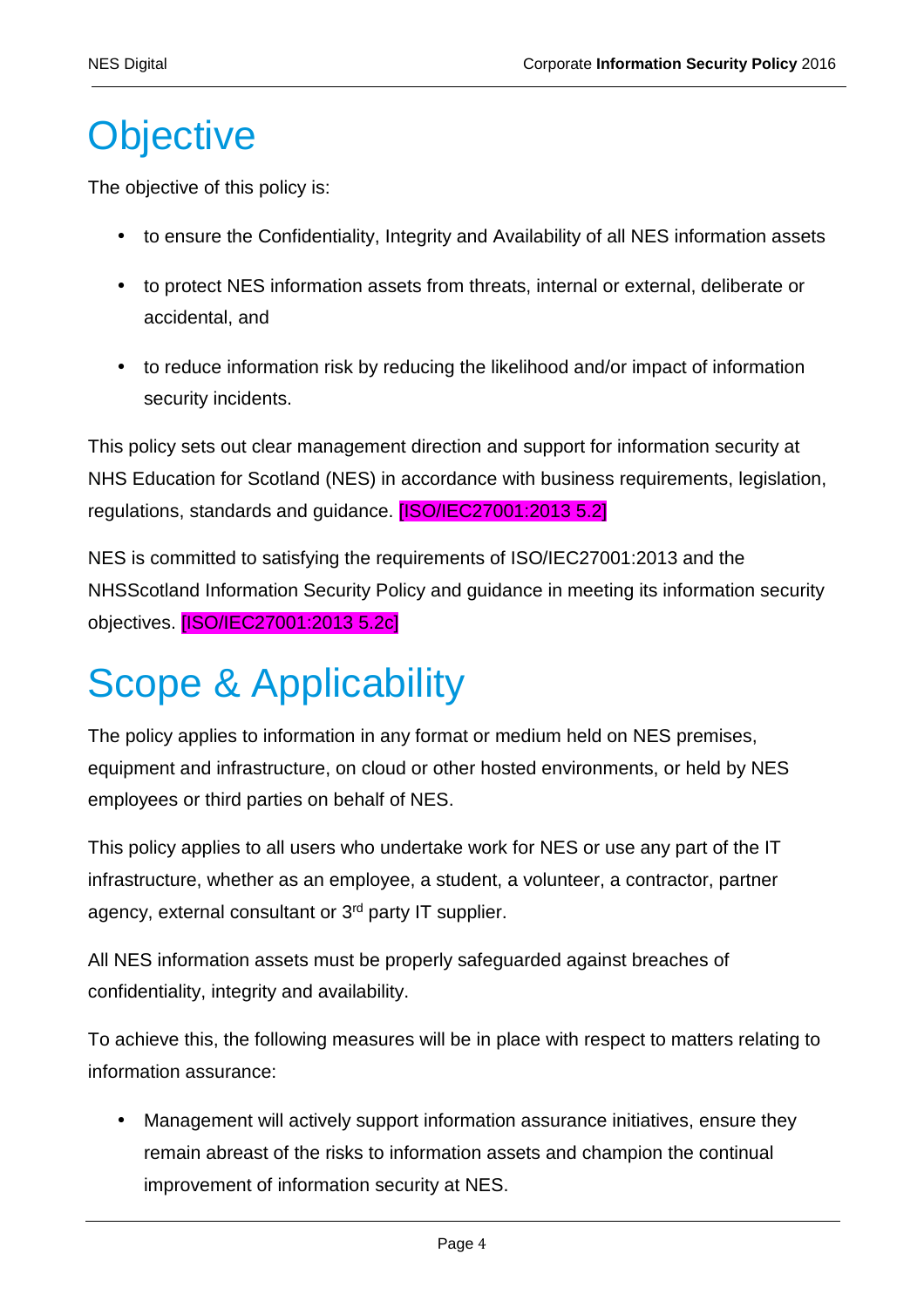# Objective

The objective of this policy is:

- to ensure the Confidentiality, Integrity and Availability of all NES information assets
- to protect NES information assets from threats, internal or external, deliberate or accidental, and
- to reduce information risk by reducing the likelihood and/or impact of information security incidents.

This policy sets out clear management direction and support for information security at NHS Education for Scotland (NES) in accordance with business requirements, legislation, regulations, standards and guidance. [ISO/IEC27001:2013 5.2]

NES is committed to satisfying the requirements of ISO/IEC27001:2013 and the NHSScotland Information Security Policy and guidance in meeting its information security objectives. [ISO/IEC27001:2013 5.2c]

# Scope & Applicability

The policy applies to information in any format or medium held on NES premises, equipment and infrastructure, on cloud or other hosted environments, or held by NES employees or third parties on behalf of NES.

This policy applies to all users who undertake work for NES or use any part of the IT infrastructure, whether as an employee, a student, a volunteer, a contractor, partner agency, external consultant or 3rd party IT supplier.

All NES information assets must be properly safeguarded against breaches of confidentiality, integrity and availability.

To achieve this, the following measures will be in place with respect to matters relating to information assurance:

- Management will actively support information assurance initiatives, ensure they remain abreast of the risks to information assets and champion the continual improvement of information security at NES.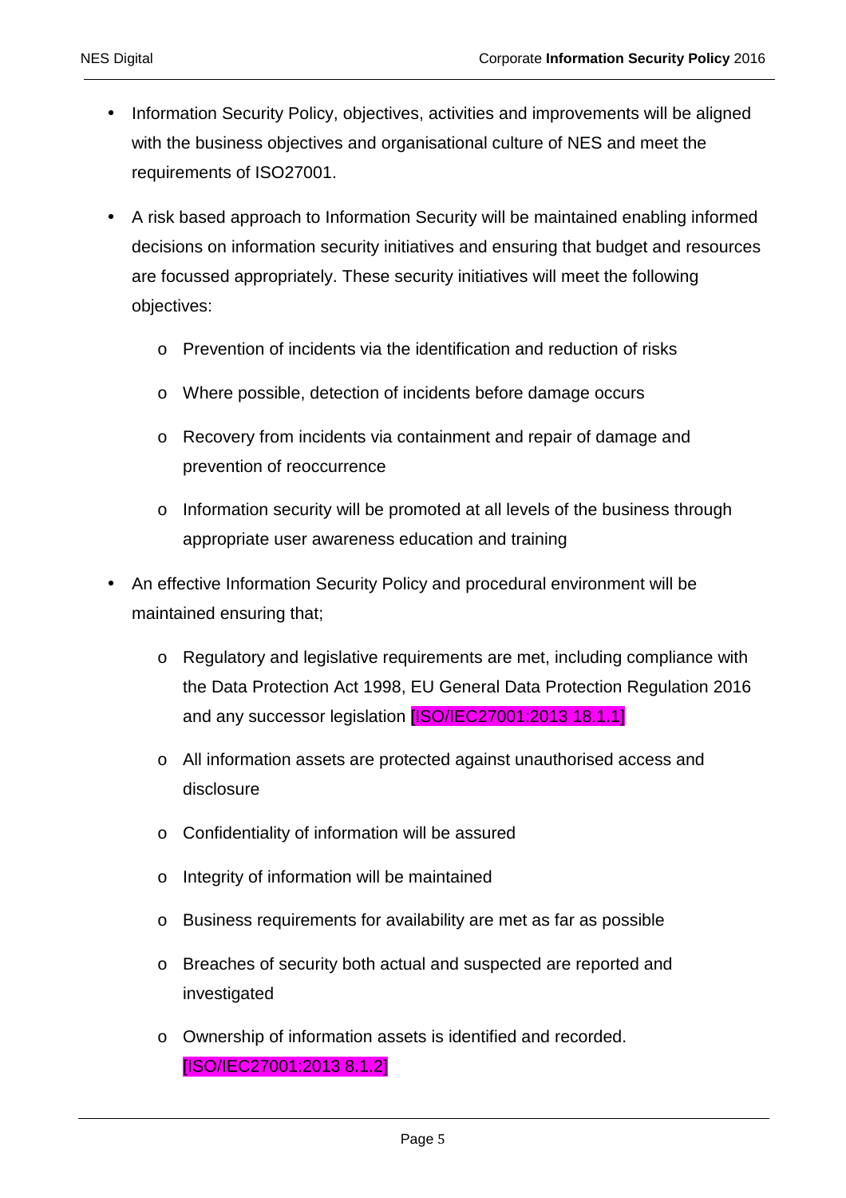- Information Security Policy, objectives, activities and improvements will be aligned with the business objectives and organisational culture of NES and meet the requirements of ISO27001.
- A risk based approach to Information Security will be maintained enabling informed decisions on information security initiatives and ensuring that budget and resources are focussed appropriately. These security initiatives will meet the following objectives:
  - Prevention of incidents via the identification and reduction of risks
  - Where possible, detection of incidents before damage occurs
  - Recovery from incidents via containment and repair of damage and prevention of reoccurrence
  - Information security will be promoted at all levels of the business through appropriate user awareness education and training
- An effective Information Security Policy and procedural environment will be maintained ensuring that;
  - Regulatory and legislative requirements are met, including compliance with the Data Protection Act 1998, EU General Data Protection Regulation 2016 and any successor legislation [ISO/IEC27001:2013 18.1.1]
  - All information assets are protected against unauthorised access and disclosure
  - Confidentiality of information will be assured
  - Integrity of information will be maintained
  - Business requirements for availability are met as far as possible
  - Breaches of security both actual and suspected are reported and investigated
  - Ownership of information assets is identified and recorded. [ISO/IEC27001:2013 8.1.2]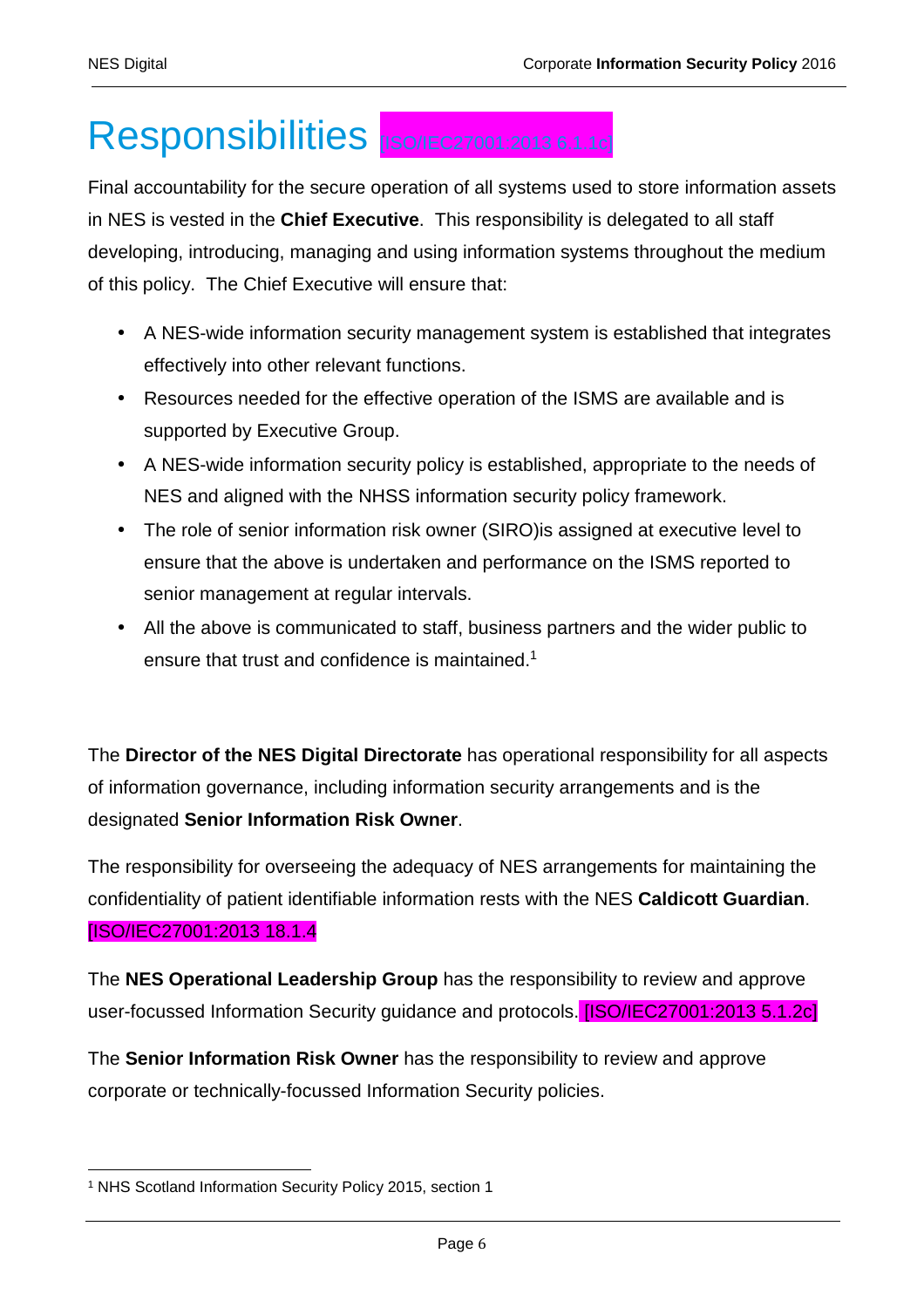# Responsibilities [ISO/IEC27001:2013 6.1.1c]

Final accountability for the secure operation of all systems used to store information assets in NES is vested in the **Chief Executive**. This responsibility is delegated to all staff developing, introducing, managing and using information systems throughout the medium of this policy. The Chief Executive will ensure that:

- A NES-wide information security management system is established that integrates effectively into other relevant functions.
- Resources needed for the effective operation of the ISMS are available and is supported by Executive Group.
- A NES-wide information security policy is established, appropriate to the needs of NES and aligned with the NHSS information security policy framework.
- The role of senior information risk owner (SIRO)is assigned at executive level to ensure that the above is undertaken and performance on the ISMS reported to senior management at regular intervals.
- All the above is communicated to staff, business partners and the wider public to ensure that trust and confidence is maintained.[1]

The **Director of the NES Digital Directorate** has operational responsibility for all aspects of information governance, including information security arrangements and is the designated **Senior Information Risk Owner**.

The responsibility for overseeing the adequacy of NES arrangements for maintaining the confidentiality of patient identifiable information rests with the NES **Caldicott Guardian**. [ISO/IEC27001:2013 18.1.4

The **NES Operational Leadership Group** has the responsibility to review and approve user-focussed Information Security guidance and protocols. [ISO/IEC27001:2013 5.1.2c]

The **Senior Information Risk Owner** has the responsibility to review and approve corporate or technically-focussed Information Security policies.

[1] NHS Scotland Information Security Policy 2015, section 1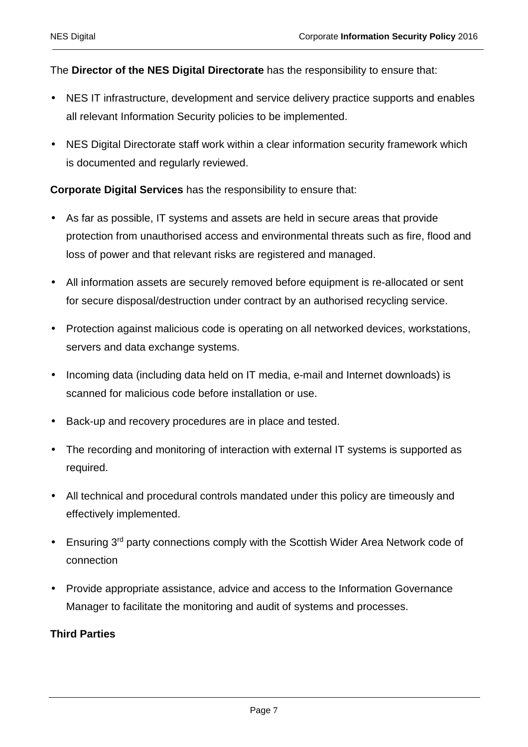The **Director of the NES Digital Directorate** has the responsibility to ensure that:

- NES IT infrastructure, development and service delivery practice supports and enables all relevant Information Security policies to be implemented.
- NES Digital Directorate staff work within a clear information security framework which is documented and regularly reviewed.

**Corporate Digital Services** has the responsibility to ensure that:

- As far as possible, IT systems and assets are held in secure areas that provide protection from unauthorised access and environmental threats such as fire, flood and loss of power and that relevant risks are registered and managed.
- All information assets are securely removed before equipment is re-allocated or sent for secure disposal/destruction under contract by an authorised recycling service.
- Protection against malicious code is operating on all networked devices, workstations, servers and data exchange systems.
- Incoming data (including data held on IT media, e-mail and Internet downloads) is scanned for malicious code before installation or use.
- Back-up and recovery procedures are in place and tested.
- The recording and monitoring of interaction with external IT systems is supported as required.
- All technical and procedural controls mandated under this policy are timeously and effectively implemented.
- Ensuring 3rd party connections comply with the Scottish Wider Area Network code of connection
- Provide appropriate assistance, advice and access to the Information Governance Manager to facilitate the monitoring and audit of systems and processes.

**Third Parties**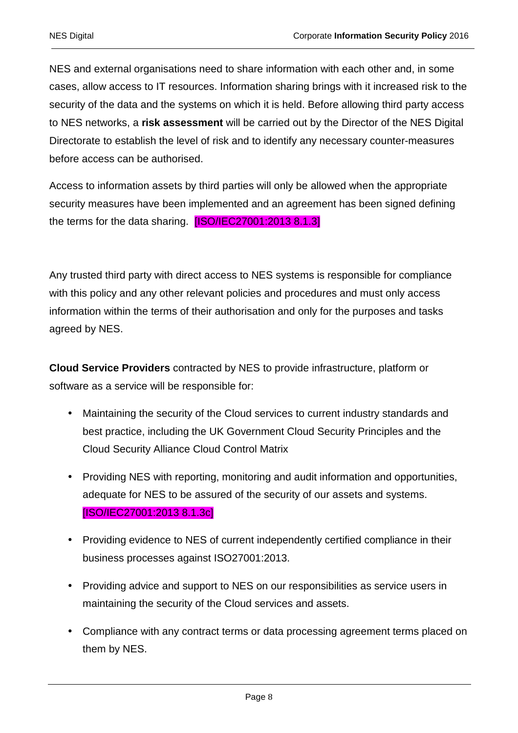NES and external organisations need to share information with each other and, in some cases, allow access to IT resources. Information sharing brings with it increased risk to the security of the data and the systems on which it is held. Before allowing third party access to NES networks, a **risk assessment** will be carried out by the Director of the NES Digital Directorate to establish the level of risk and to identify any necessary counter-measures before access can be authorised.

Access to information assets by third parties will only be allowed when the appropriate security measures have been implemented and an agreement has been signed defining the terms for the data sharing. [ISO/IEC27001:2013 8.1.3]

Any trusted third party with direct access to NES systems is responsible for compliance with this policy and any other relevant policies and procedures and must only access information within the terms of their authorisation and only for the purposes and tasks agreed by NES.

**Cloud Service Providers** contracted by NES to provide infrastructure, platform or software as a service will be responsible for:

- Maintaining the security of the Cloud services to current industry standards and best practice, including the UK Government Cloud Security Principles and the Cloud Security Alliance Cloud Control Matrix
- Providing NES with reporting, monitoring and audit information and opportunities, adequate for NES to be assured of the security of our assets and systems. [ISO/IEC27001:2013 8.1.3c]
- Providing evidence to NES of current independently certified compliance in their business processes against ISO27001:2013.
- Providing advice and support to NES on our responsibilities as service users in maintaining the security of the Cloud services and assets.
- Compliance with any contract terms or data processing agreement terms placed on them by NES.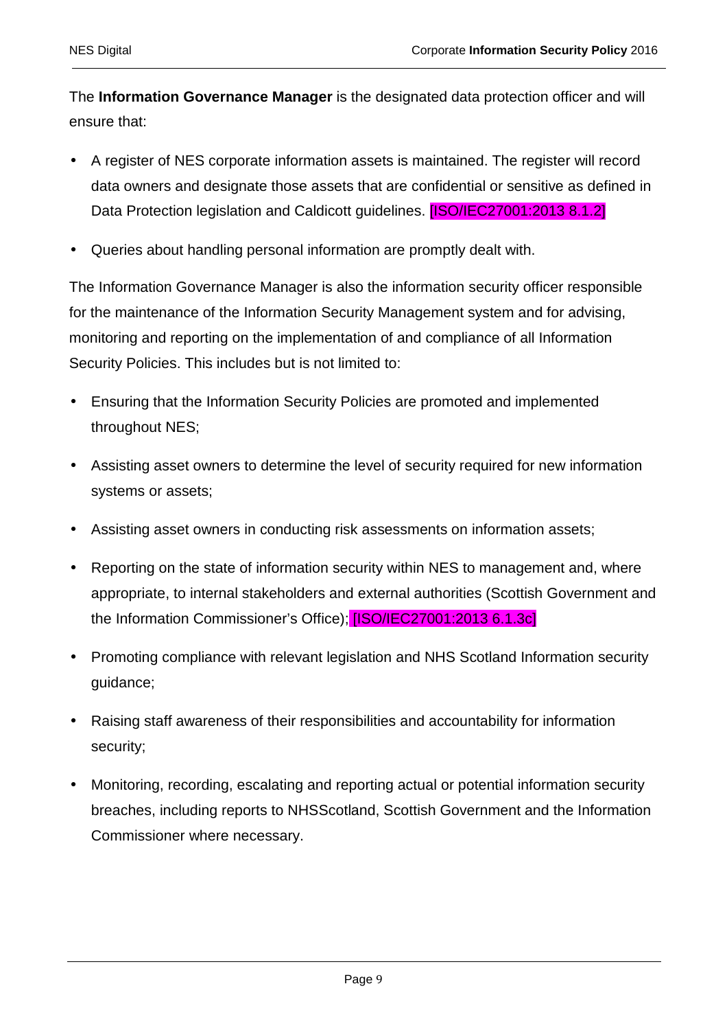The **Information Governance Manager** is the designated data protection officer and will ensure that:

- A register of NES corporate information assets is maintained. The register will record data owners and designate those assets that are confidential or sensitive as defined in Data Protection legislation and Caldicott guidelines. [ISO/IEC27001:2013 8.1.2]
- Queries about handling personal information are promptly dealt with.

The Information Governance Manager is also the information security officer responsible for the maintenance of the Information Security Management system and for advising, monitoring and reporting on the implementation of and compliance of all Information Security Policies. This includes but is not limited to:

- Ensuring that the Information Security Policies are promoted and implemented throughout NES;
- Assisting asset owners to determine the level of security required for new information systems or assets;
- Assisting asset owners in conducting risk assessments on information assets;
- Reporting on the state of information security within NES to management and, where appropriate, to internal stakeholders and external authorities (Scottish Government and the Information Commissioner's Office); [ISO/IEC27001:2013 6.1.3c]
- Promoting compliance with relevant legislation and NHS Scotland Information security guidance;
- Raising staff awareness of their responsibilities and accountability for information security;
- Monitoring, recording, escalating and reporting actual or potential information security breaches, including reports to NHSScotland, Scottish Government and the Information Commissioner where necessary.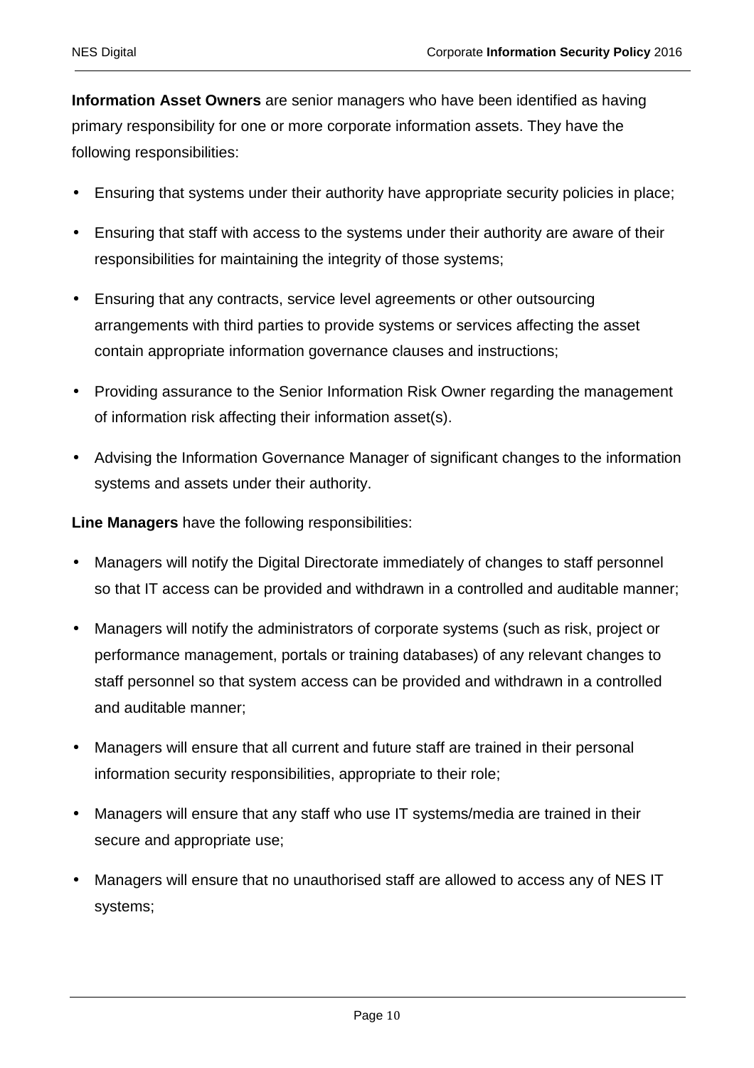**Information Asset Owners** are senior managers who have been identified as having primary responsibility for one or more corporate information assets. They have the following responsibilities:

- Ensuring that systems under their authority have appropriate security policies in place;
- Ensuring that staff with access to the systems under their authority are aware of their responsibilities for maintaining the integrity of those systems;
- Ensuring that any contracts, service level agreements or other outsourcing arrangements with third parties to provide systems or services affecting the asset contain appropriate information governance clauses and instructions;
- Providing assurance to the Senior Information Risk Owner regarding the management of information risk affecting their information asset(s).
- Advising the Information Governance Manager of significant changes to the information systems and assets under their authority.

**Line Managers** have the following responsibilities:

- Managers will notify the Digital Directorate immediately of changes to staff personnel so that IT access can be provided and withdrawn in a controlled and auditable manner;
- Managers will notify the administrators of corporate systems (such as risk, project or performance management, portals or training databases) of any relevant changes to staff personnel so that system access can be provided and withdrawn in a controlled and auditable manner;
- Managers will ensure that all current and future staff are trained in their personal information security responsibilities, appropriate to their role;
- Managers will ensure that any staff who use IT systems/media are trained in their secure and appropriate use;
- Managers will ensure that no unauthorised staff are allowed to access any of NES IT systems;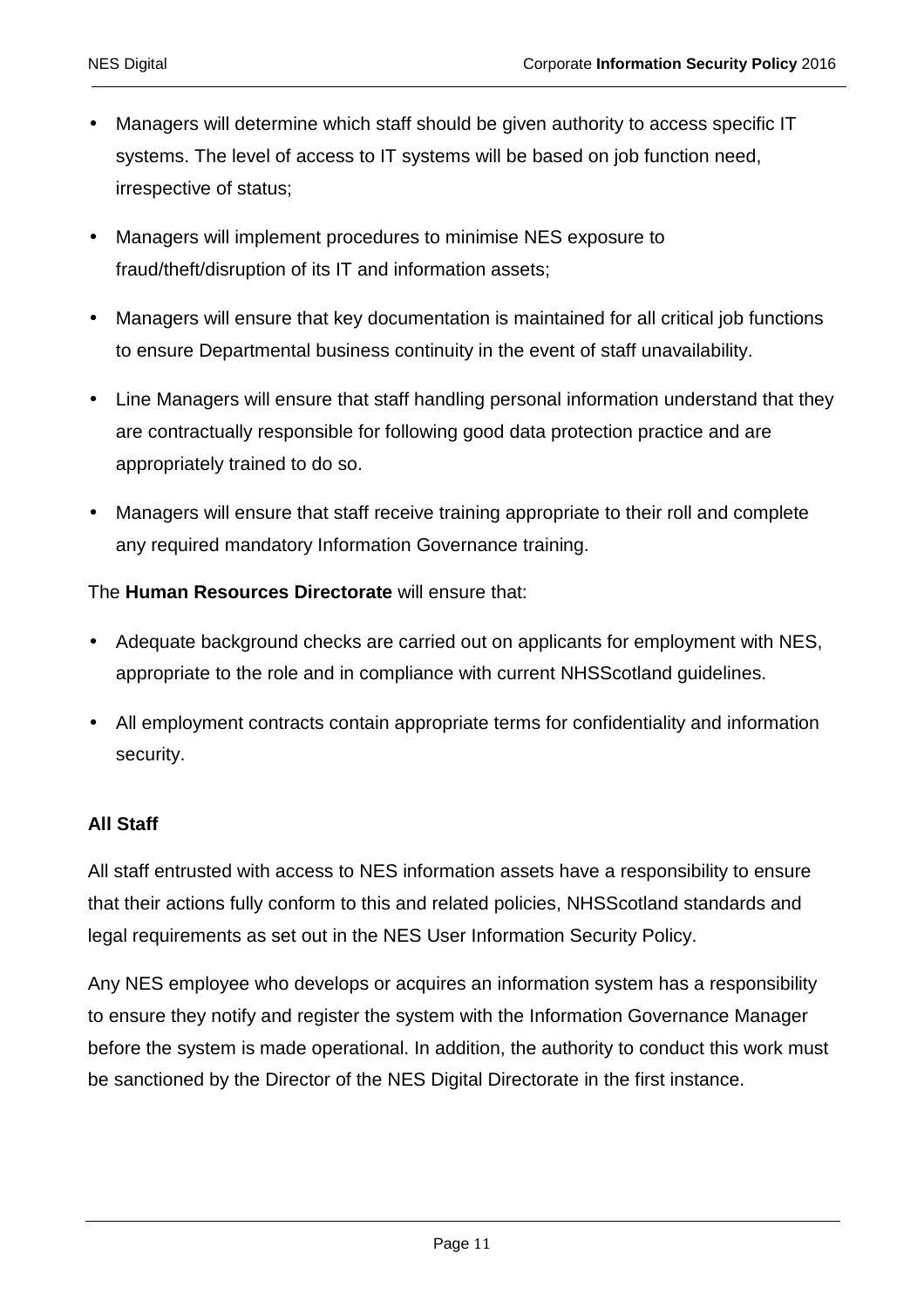- Managers will determine which staff should be given authority to access specific IT systems. The level of access to IT systems will be based on job function need, irrespective of status;
- Managers will implement procedures to minimise NES exposure to fraud/theft/disruption of its IT and information assets;
- Managers will ensure that key documentation is maintained for all critical job functions to ensure Departmental business continuity in the event of staff unavailability.
- Line Managers will ensure that staff handling personal information understand that they are contractually responsible for following good data protection practice and are appropriately trained to do so.
- Managers will ensure that staff receive training appropriate to their roll and complete any required mandatory Information Governance training.

The **Human Resources Directorate** will ensure that:

- Adequate background checks are carried out on applicants for employment with NES, appropriate to the role and in compliance with current NHSScotland guidelines.
- All employment contracts contain appropriate terms for confidentiality and information security.

**All Staff**

All staff entrusted with access to NES information assets have a responsibility to ensure that their actions fully conform to this and related policies, NHSScotland standards and legal requirements as set out in the NES User Information Security Policy.

Any NES employee who develops or acquires an information system has a responsibility to ensure they notify and register the system with the Information Governance Manager before the system is made operational. In addition, the authority to conduct this work must be sanctioned by the Director of the NES Digital Directorate in the first instance.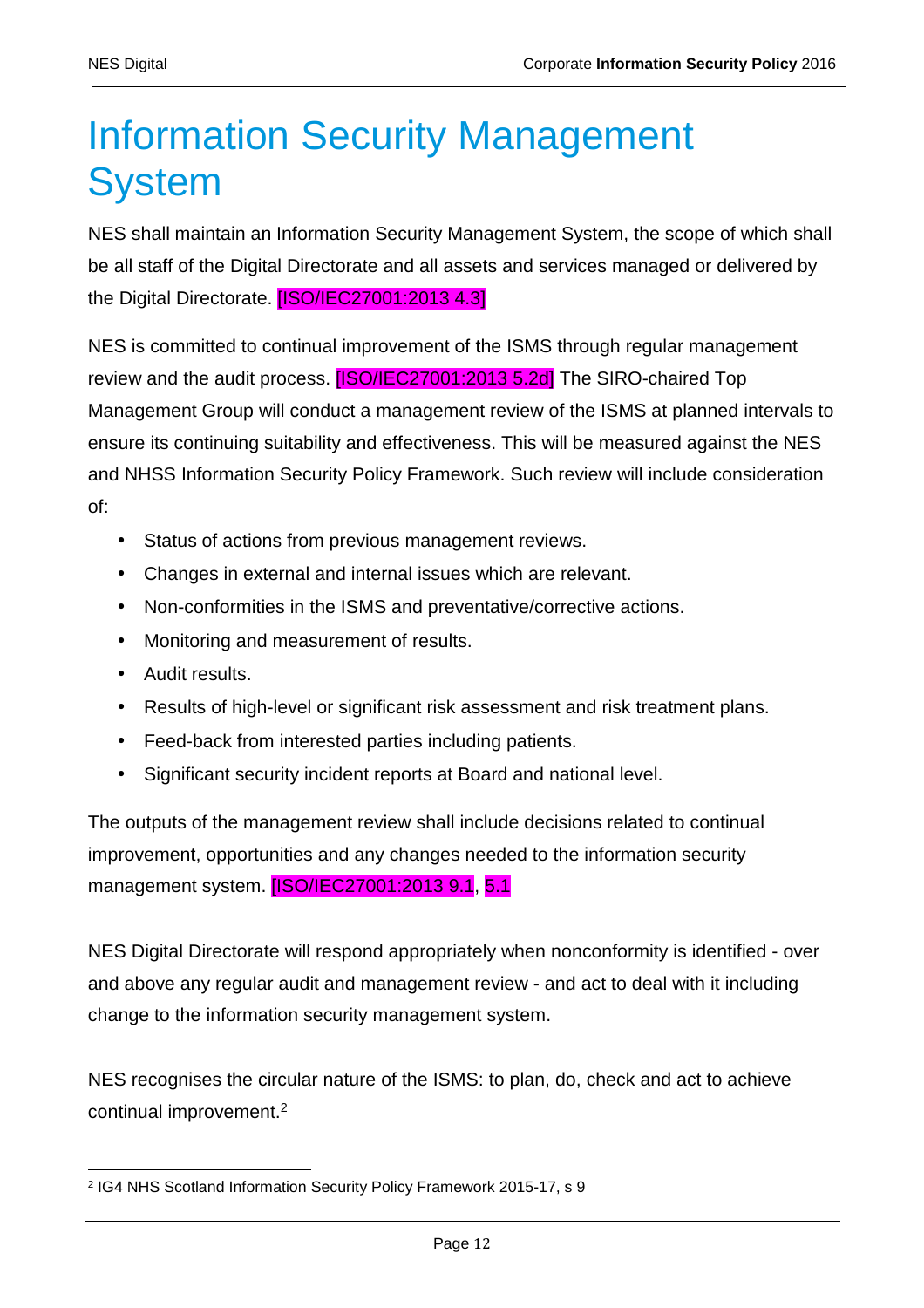# Information Security Management System

NES shall maintain an Information Security Management System, the scope of which shall be all staff of the Digital Directorate and all assets and services managed or delivered by the Digital Directorate. [ISO/IEC27001:2013 4.3]

NES is committed to continual improvement of the ISMS through regular management review and the audit process. [ISO/IEC27001:2013 5.2d] The SIRO-chaired Top Management Group will conduct a management review of the ISMS at planned intervals to ensure its continuing suitability and effectiveness. This will be measured against the NES and NHSS Information Security Policy Framework. Such review will include consideration of:

- Status of actions from previous management reviews.
- Changes in external and internal issues which are relevant.
- Non-conformities in the ISMS and preventative/corrective actions.
- Monitoring and measurement of results.
- Audit results.
- Results of high-level or significant risk assessment and risk treatment plans.
- Feed-back from interested parties including patients.
- Significant security incident reports at Board and national level.

The outputs of the management review shall include decisions related to continual improvement, opportunities and any changes needed to the information security management system. [ISO/IEC27001:2013 9.1, 5.1

NES Digital Directorate will respond appropriately when nonconformity is identified - over and above any regular audit and management review - and act to deal with it including change to the information security management system.

NES recognises the circular nature of the ISMS: to plan, do, check and act to achieve continual improvement.[2]

[2] IG4 NHS Scotland Information Security Policy Framework 2015-17, s 9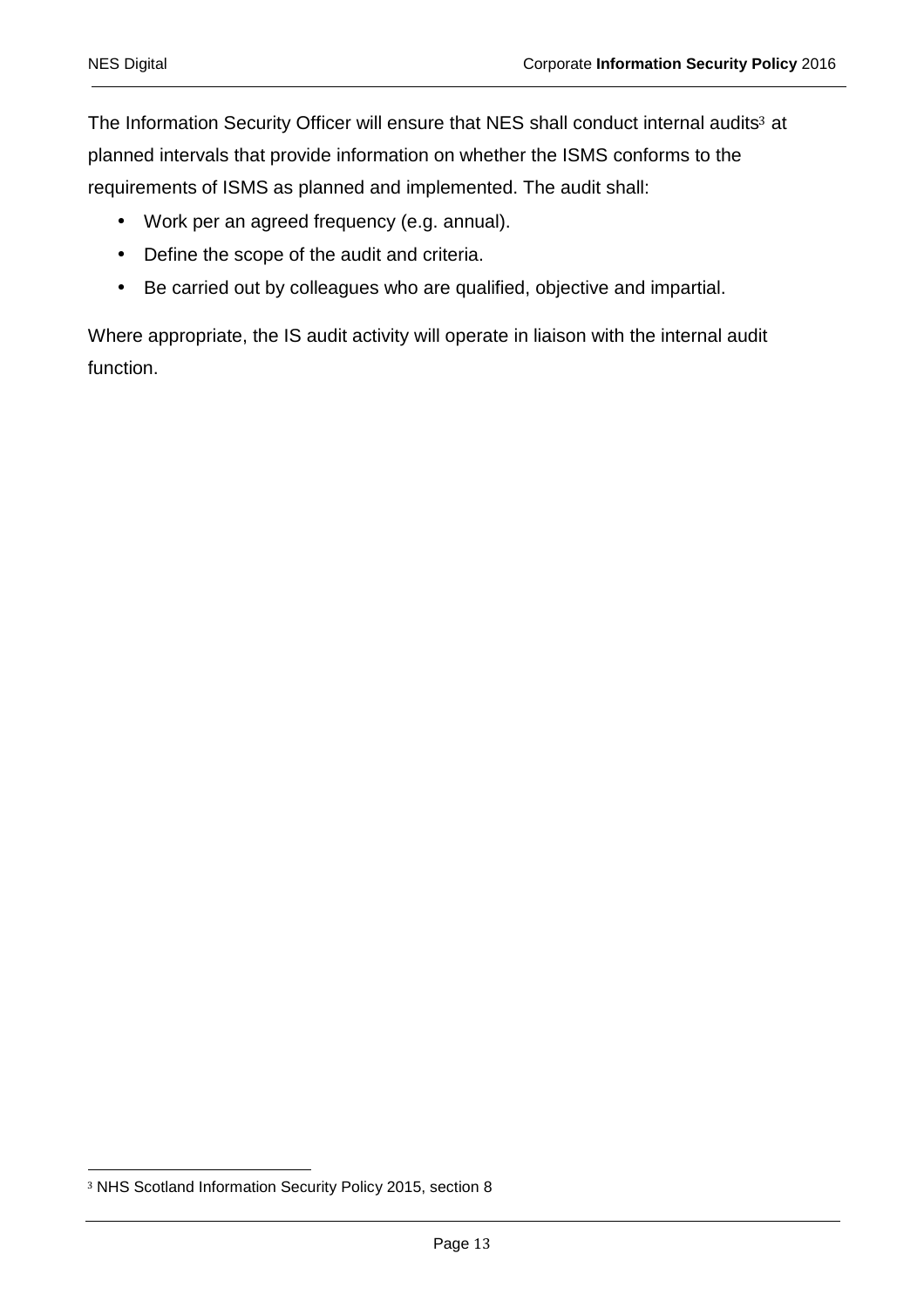The Information Security Officer will ensure that NES shall conduct internal audits[3] at planned intervals that provide information on whether the ISMS conforms to the requirements of ISMS as planned and implemented. The audit shall:

- Work per an agreed frequency (e.g. annual).
- Define the scope of the audit and criteria.
- Be carried out by colleagues who are qualified, objective and impartial.

Where appropriate, the IS audit activity will operate in liaison with the internal audit function.

[3] NHS Scotland Information Security Policy 2015, section 8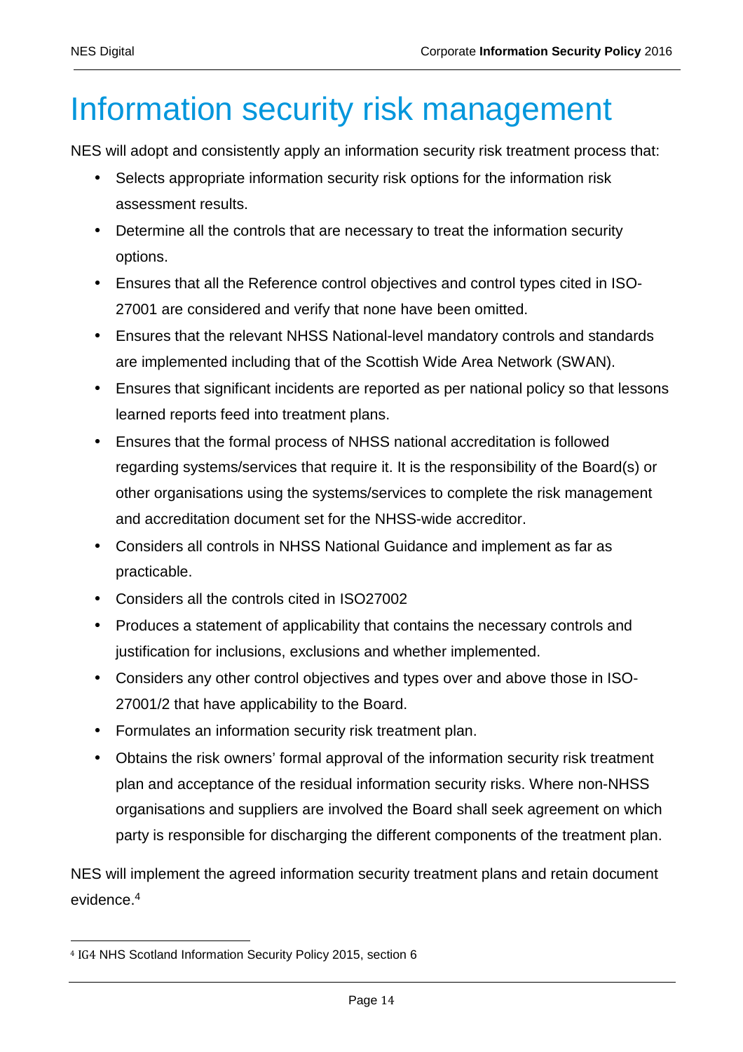# Information security risk management

NES will adopt and consistently apply an information security risk treatment process that:

- Selects appropriate information security risk options for the information risk assessment results.
- Determine all the controls that are necessary to treat the information security options.
- Ensures that all the Reference control objectives and control types cited in ISO-27001 are considered and verify that none have been omitted.
- Ensures that the relevant NHSS National-level mandatory controls and standards are implemented including that of the Scottish Wide Area Network (SWAN).
- Ensures that significant incidents are reported as per national policy so that lessons learned reports feed into treatment plans.
- Ensures that the formal process of NHSS national accreditation is followed regarding systems/services that require it. It is the responsibility of the Board(s) or other organisations using the systems/services to complete the risk management and accreditation document set for the NHSS-wide accreditor.
- Considers all controls in NHSS National Guidance and implement as far as practicable.
- Considers all the controls cited in ISO27002
- Produces a statement of applicability that contains the necessary controls and justification for inclusions, exclusions and whether implemented.
- Considers any other control objectives and types over and above those in ISO-27001/2 that have applicability to the Board.
- Formulates an information security risk treatment plan.
- Obtains the risk owners' formal approval of the information security risk treatment plan and acceptance of the residual information security risks. Where non-NHSS organisations and suppliers are involved the Board shall seek agreement on which party is responsible for discharging the different components of the treatment plan.

NES will implement the agreed information security treatment plans and retain document evidence.[4]

[4] IG4 NHS Scotland Information Security Policy 2015, section 6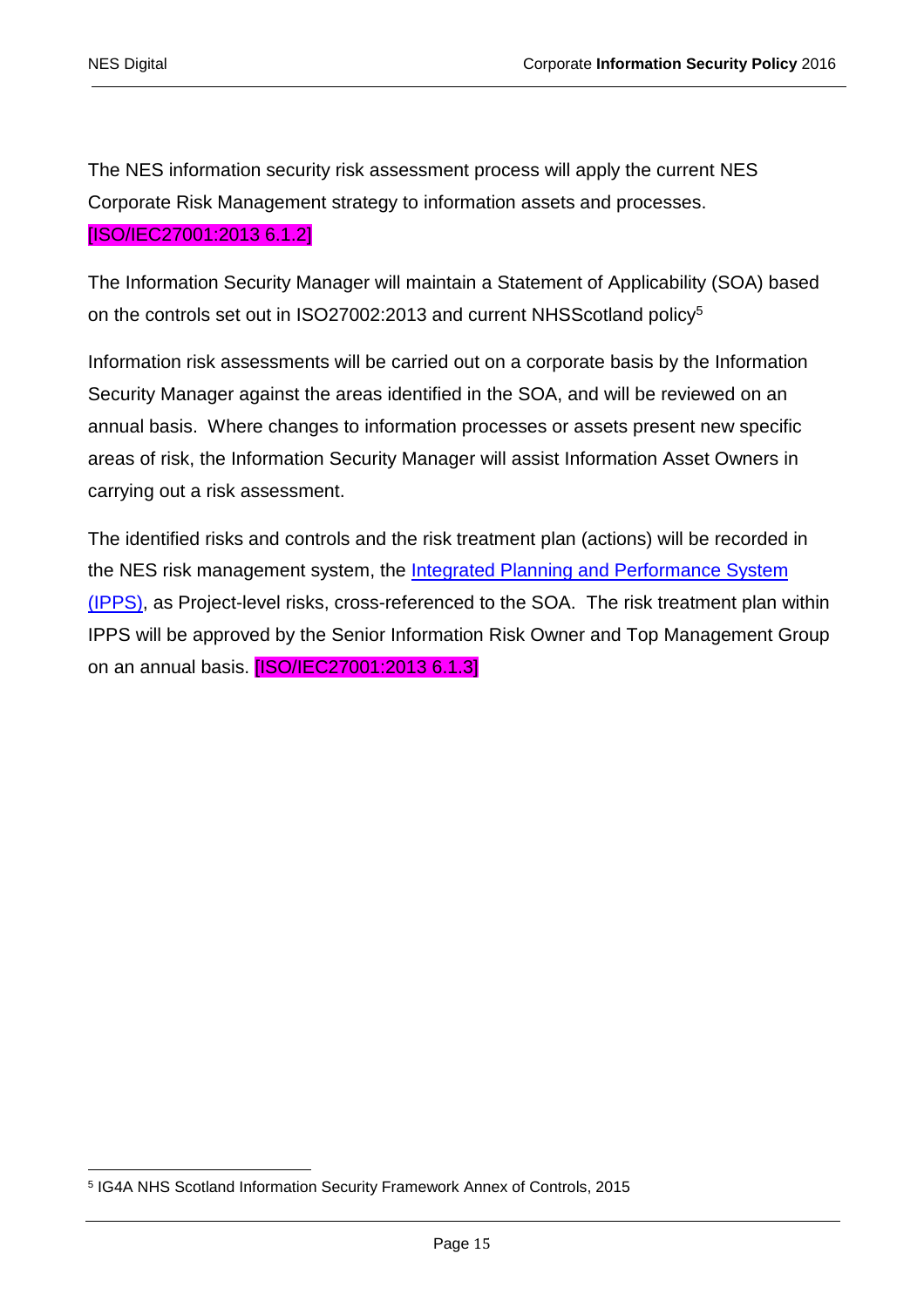The NES information security risk assessment process will apply the current NES Corporate Risk Management strategy to information assets and processes. [ISO/IEC27001:2013 6.1.2]

The Information Security Manager will maintain a Statement of Applicability (SOA) based on the controls set out in ISO27002:2013 and current NHSScotland policy[5]

Information risk assessments will be carried out on a corporate basis by the Information Security Manager against the areas identified in the SOA, and will be reviewed on an annual basis. Where changes to information processes or assets present new specific areas of risk, the Information Security Manager will assist Information Asset Owners in carrying out a risk assessment.

The identified risks and controls and the risk treatment plan (actions) will be recorded in the NES risk management system, the Integrated Planning and Performance System (IPPS), as Project-level risks, cross-referenced to the SOA. The risk treatment plan within IPPS will be approved by the Senior Information Risk Owner and Top Management Group on an annual basis. [ISO/IEC27001:2013 6.1.3]

[5] IG4A NHS Scotland Information Security Framework Annex of Controls, 2015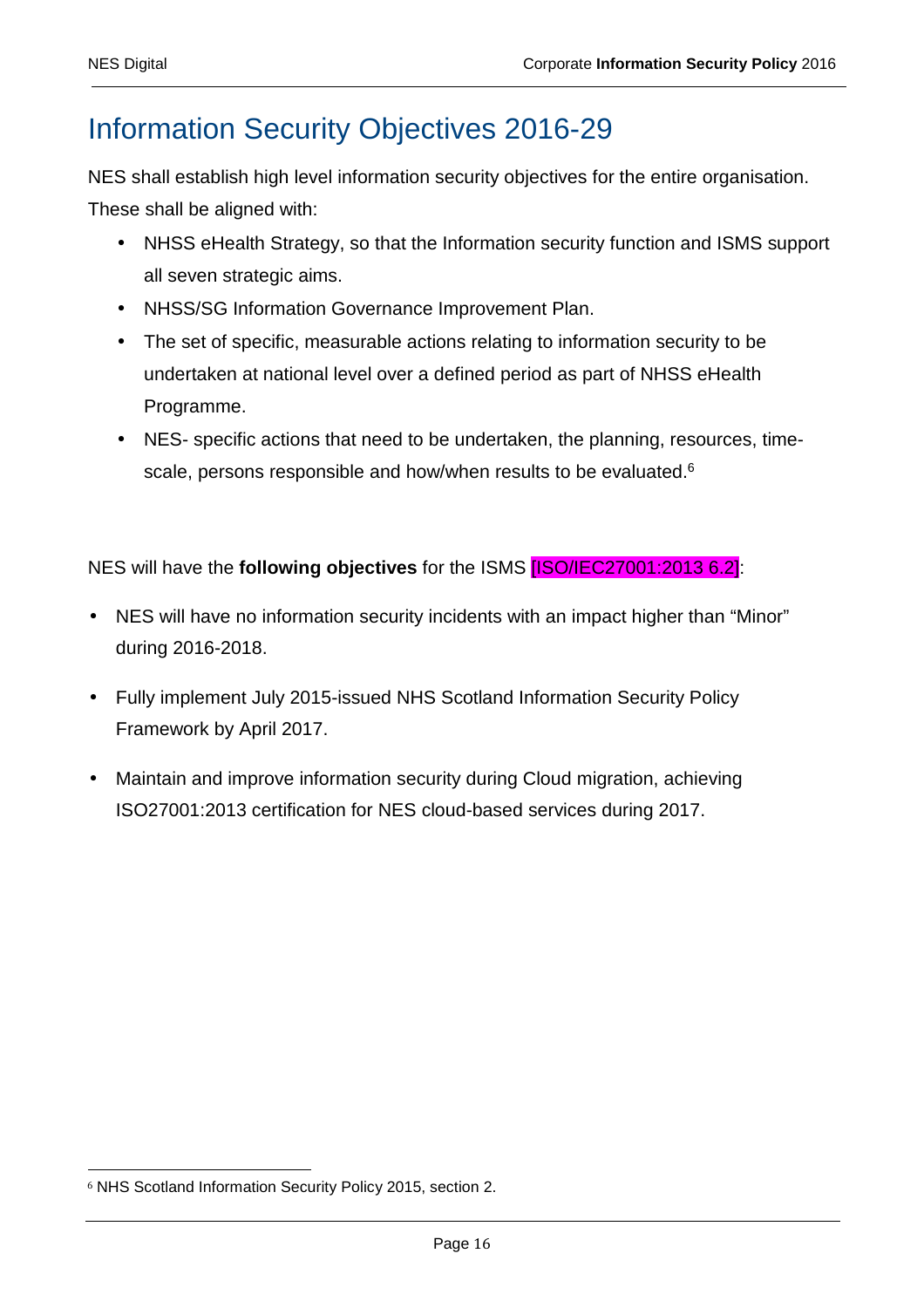# Information Security Objectives 2016-29

NES shall establish high level information security objectives for the entire organisation. These shall be aligned with:

- NHSS eHealth Strategy, so that the Information security function and ISMS support all seven strategic aims.
- NHSS/SG Information Governance Improvement Plan.
- The set of specific, measurable actions relating to information security to be undertaken at national level over a defined period as part of NHSS eHealth Programme.
- NES- specific actions that need to be undertaken, the planning, resources, time-scale, persons responsible and how/when results to be evaluated.[6]

NES will have the **following objectives** for the ISMS [ISO/IEC27001:2013 6.2]:

- NES will have no information security incidents with an impact higher than "Minor" during 2016-2018.
- Fully implement July 2015-issued NHS Scotland Information Security Policy Framework by April 2017.
- Maintain and improve information security during Cloud migration, achieving ISO27001:2013 certification for NES cloud-based services during 2017.

[6] NHS Scotland Information Security Policy 2015, section 2.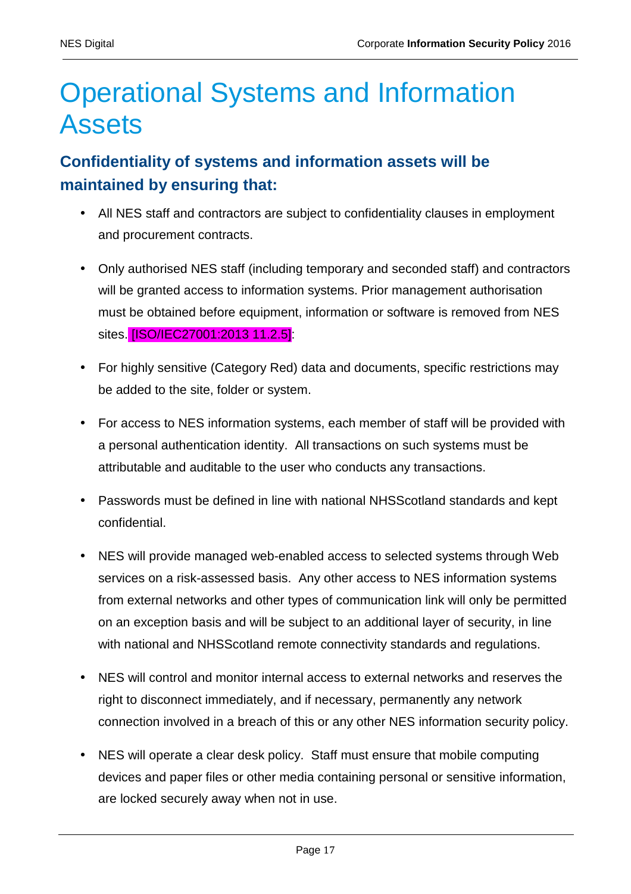# Operational Systems and Information Assets

## Confidentiality of systems and information assets will be maintained by ensuring that:

- All NES staff and contractors are subject to confidentiality clauses in employment and procurement contracts.
- Only authorised NES staff (including temporary and seconded staff) and contractors will be granted access to information systems. Prior management authorisation must be obtained before equipment, information or software is removed from NES sites. [ISO/IEC27001:2013 11.2.5]:
- For highly sensitive (Category Red) data and documents, specific restrictions may be added to the site, folder or system.
- For access to NES information systems, each member of staff will be provided with a personal authentication identity. All transactions on such systems must be attributable and auditable to the user who conducts any transactions.
- Passwords must be defined in line with national NHSScotland standards and kept confidential.
- NES will provide managed web-enabled access to selected systems through Web services on a risk-assessed basis. Any other access to NES information systems from external networks and other types of communication link will only be permitted on an exception basis and will be subject to an additional layer of security, in line with national and NHSScotland remote connectivity standards and regulations.
- NES will control and monitor internal access to external networks and reserves the right to disconnect immediately, and if necessary, permanently any network connection involved in a breach of this or any other NES information security policy.
- NES will operate a clear desk policy. Staff must ensure that mobile computing devices and paper files or other media containing personal or sensitive information, are locked securely away when not in use.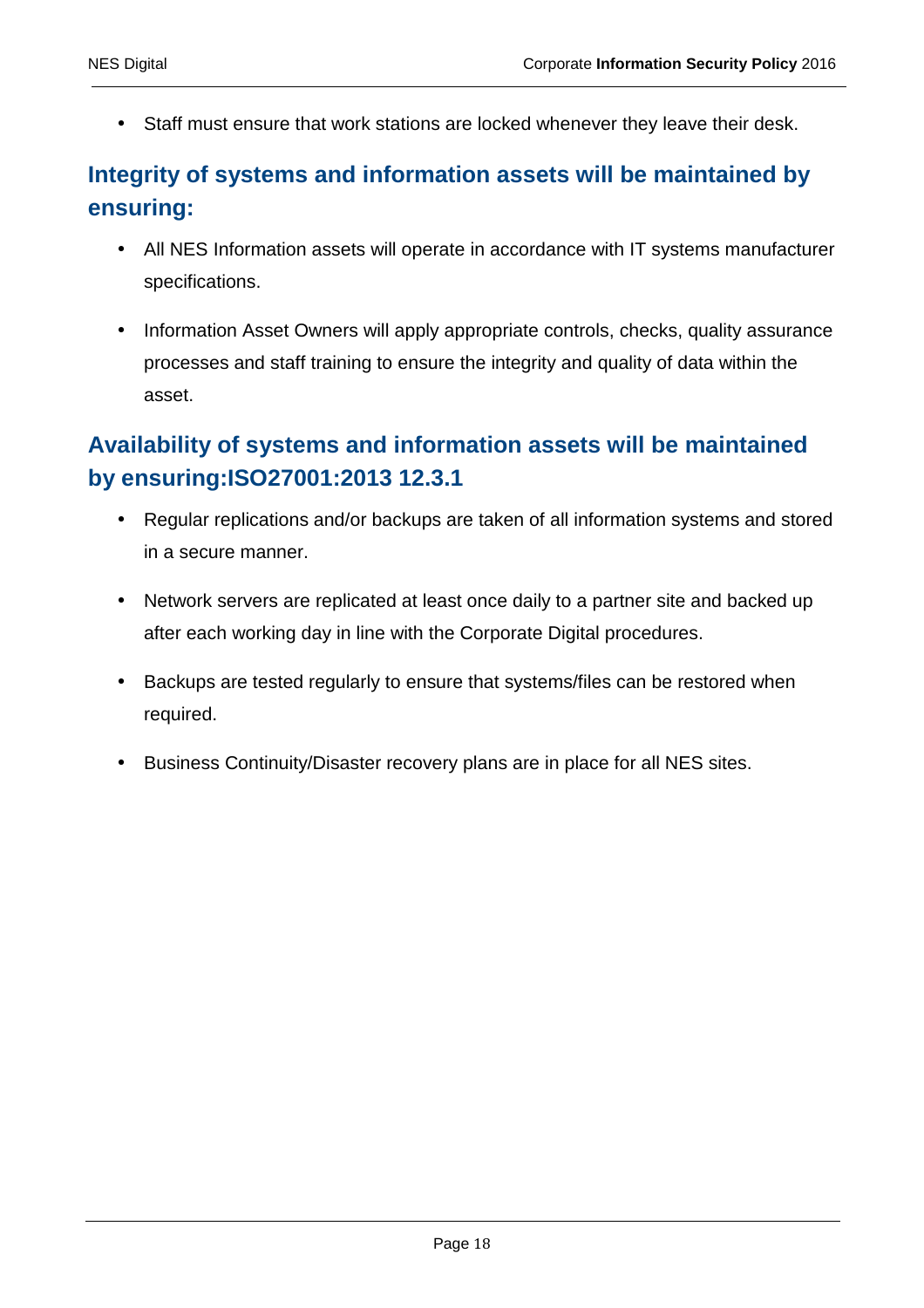- Staff must ensure that work stations are locked whenever they leave their desk.

## Integrity of systems and information assets will be maintained by ensuring:

- All NES Information assets will operate in accordance with IT systems manufacturer specifications.
- Information Asset Owners will apply appropriate controls, checks, quality assurance processes and staff training to ensure the integrity and quality of data within the asset.

## Availability of systems and information assets will be maintained by ensuring:ISO27001:2013 12.3.1

- Regular replications and/or backups are taken of all information systems and stored in a secure manner.
- Network servers are replicated at least once daily to a partner site and backed up after each working day in line with the Corporate Digital procedures.
- Backups are tested regularly to ensure that systems/files can be restored when required.
- Business Continuity/Disaster recovery plans are in place for all NES sites.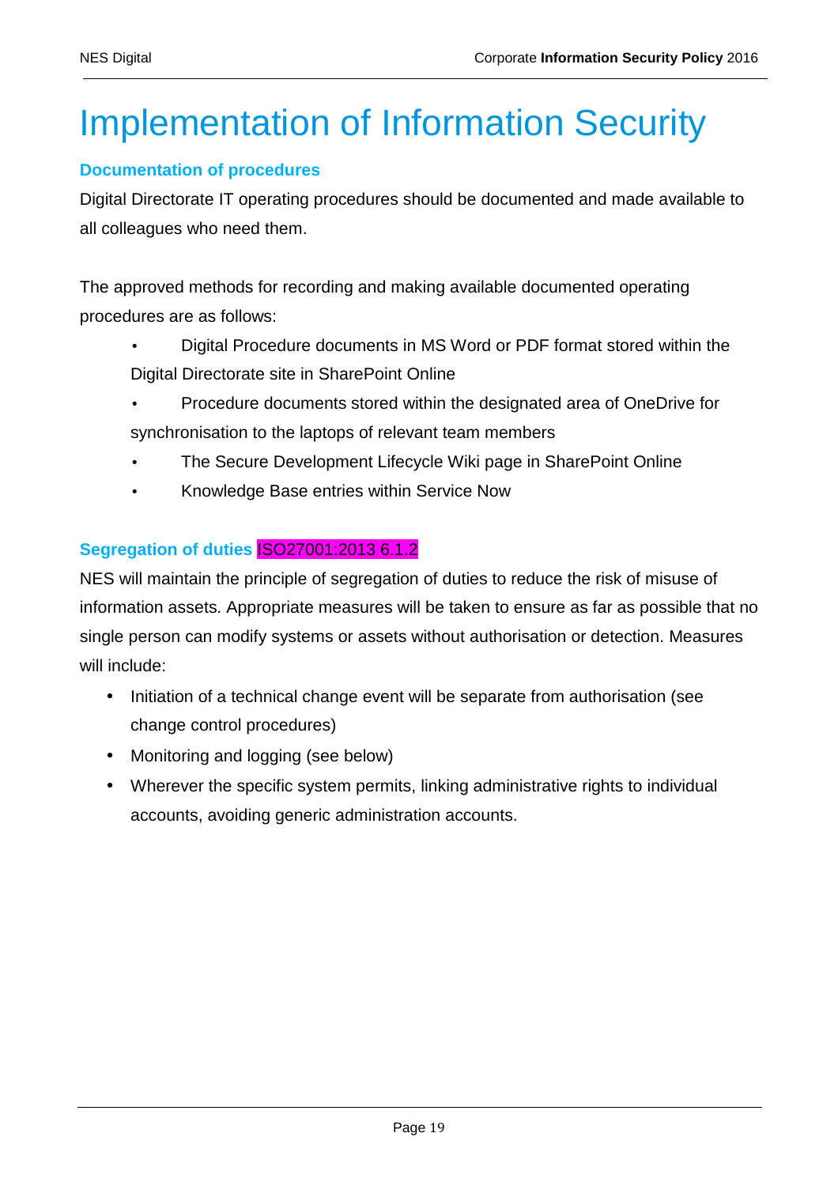# Implementation of Information Security

### Documentation of procedures

Digital Directorate IT operating procedures should be documented and made available to all colleagues who need them.

The approved methods for recording and making available documented operating procedures are as follows:

- Digital Procedure documents in MS Word or PDF format stored within the Digital Directorate site in SharePoint Online
- Procedure documents stored within the designated area of OneDrive for synchronisation to the laptops of relevant team members
- The Secure Development Lifecycle Wiki page in SharePoint Online
- Knowledge Base entries within Service Now

### Segregation of duties ISO27001:2013 6.1.2

NES will maintain the principle of segregation of duties to reduce the risk of misuse of information assets. Appropriate measures will be taken to ensure as far as possible that no single person can modify systems or assets without authorisation or detection. Measures will include:

- Initiation of a technical change event will be separate from authorisation (see change control procedures)
- Monitoring and logging (see below)
- Wherever the specific system permits, linking administrative rights to individual accounts, avoiding generic administration accounts.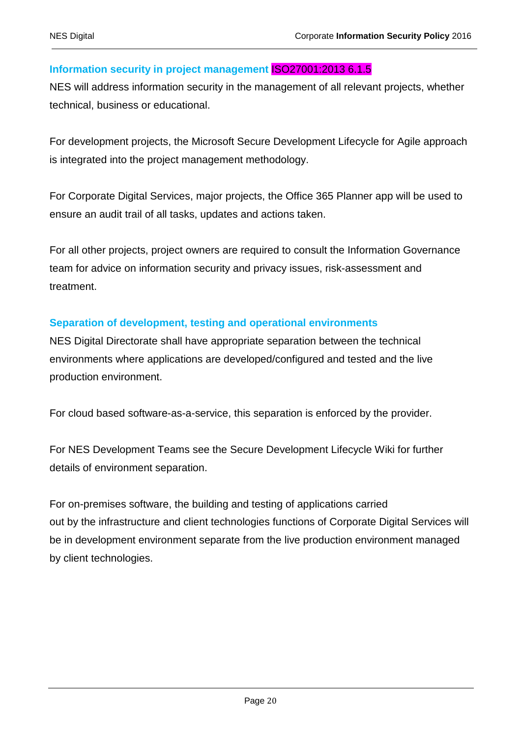### Information security in project management ISO27001:2013 6.1.5

NES will address information security in the management of all relevant projects, whether technical, business or educational.

For development projects, the Microsoft Secure Development Lifecycle for Agile approach is integrated into the project management methodology.

For Corporate Digital Services, major projects, the Office 365 Planner app will be used to ensure an audit trail of all tasks, updates and actions taken.

For all other projects, project owners are required to consult the Information Governance team for advice on information security and privacy issues, risk-assessment and treatment.

### Separation of development, testing and operational environments

NES Digital Directorate shall have appropriate separation between the technical environments where applications are developed/configured and tested and the live production environment.

For cloud based software-as-a-service, this separation is enforced by the provider.

For NES Development Teams see the Secure Development Lifecycle Wiki for further details of environment separation.

For on-premises software, the building and testing of applications carried out by the infrastructure and client technologies functions of Corporate Digital Services will be in development environment separate from the live production environment managed by client technologies.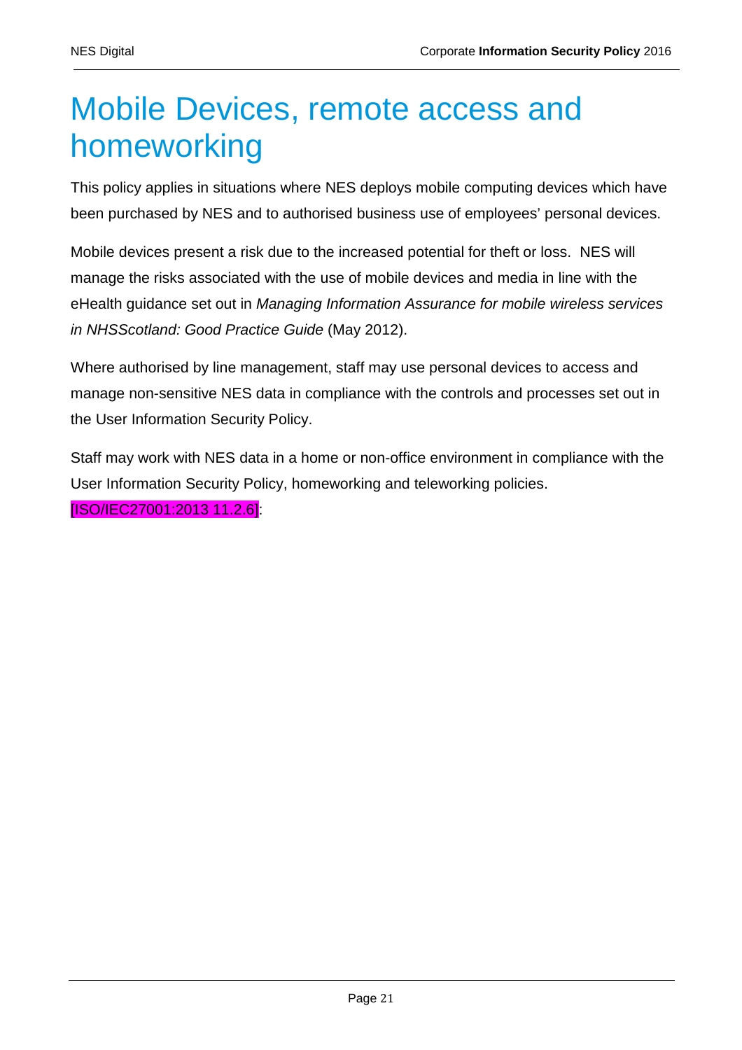# Mobile Devices, remote access and homeworking

This policy applies in situations where NES deploys mobile computing devices which have been purchased by NES and to authorised business use of employees' personal devices.

Mobile devices present a risk due to the increased potential for theft or loss. NES will manage the risks associated with the use of mobile devices and media in line with the eHealth guidance set out in *Managing Information Assurance for mobile wireless services in NHSScotland: Good Practice Guide* (May 2012).

Where authorised by line management, staff may use personal devices to access and manage non-sensitive NES data in compliance with the controls and processes set out in the User Information Security Policy.

Staff may work with NES data in a home or non-office environment in compliance with the User Information Security Policy, homeworking and teleworking policies. [ISO/IEC27001:2013 11.2.6].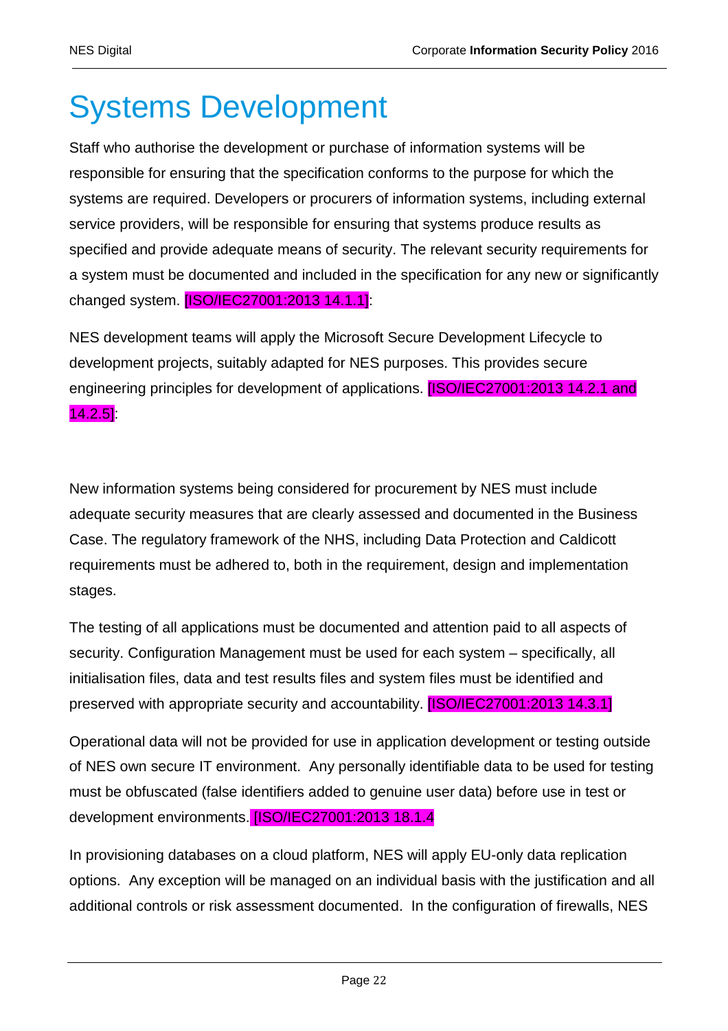# Systems Development

Staff who authorise the development or purchase of information systems will be responsible for ensuring that the specification conforms to the purpose for which the systems are required. Developers or procurers of information systems, including external service providers, will be responsible for ensuring that systems produce results as specified and provide adequate means of security. The relevant security requirements for a system must be documented and included in the specification for any new or significantly changed system. [ISO/IEC27001:2013 14.1.1]:

NES development teams will apply the Microsoft Secure Development Lifecycle to development projects, suitably adapted for NES purposes. This provides secure engineering principles for development of applications. [ISO/IEC27001:2013 14.2.1 and 14.2.5]:

New information systems being considered for procurement by NES must include adequate security measures that are clearly assessed and documented in the Business Case. The regulatory framework of the NHS, including Data Protection and Caldicott requirements must be adhered to, both in the requirement, design and implementation stages.

The testing of all applications must be documented and attention paid to all aspects of security. Configuration Management must be used for each system – specifically, all initialisation files, data and test results files and system files must be identified and preserved with appropriate security and accountability. [ISO/IEC27001:2013 14.3.1]

Operational data will not be provided for use in application development or testing outside of NES own secure IT environment. Any personally identifiable data to be used for testing must be obfuscated (false identifiers added to genuine user data) before use in test or development environments. [ISO/IEC27001:2013 18.1.4

In provisioning databases on a cloud platform, NES will apply EU-only data replication options. Any exception will be managed on an individual basis with the justification and all additional controls or risk assessment documented. In the configuration of firewalls, NES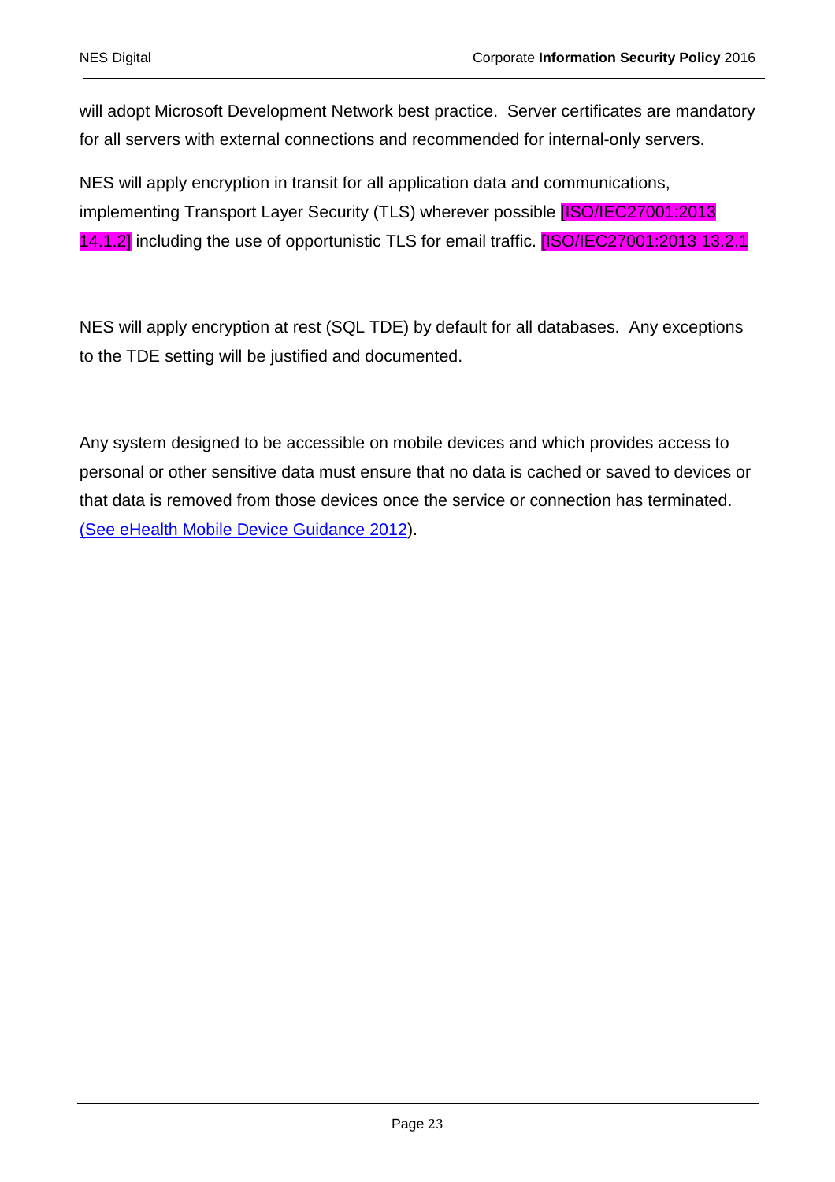will adopt Microsoft Development Network best practice.  Server certificates are mandatory for all servers with external connections and recommended for internal-only servers.

NES will apply encryption in transit for all application data and communications, implementing Transport Layer Security (TLS) wherever possible [ISO/IEC27001:2013 14.1.2] including the use of opportunistic TLS for email traffic. [ISO/IEC27001:2013 13.2.1

NES will apply encryption at rest (SQL TDE) by default for all databases.  Any exceptions to the TDE setting will be justified and documented.

Any system designed to be accessible on mobile devices and which provides access to personal or other sensitive data must ensure that no data is cached or saved to devices or that data is removed from those devices once the service or connection has terminated. (See eHealth Mobile Device Guidance 2012).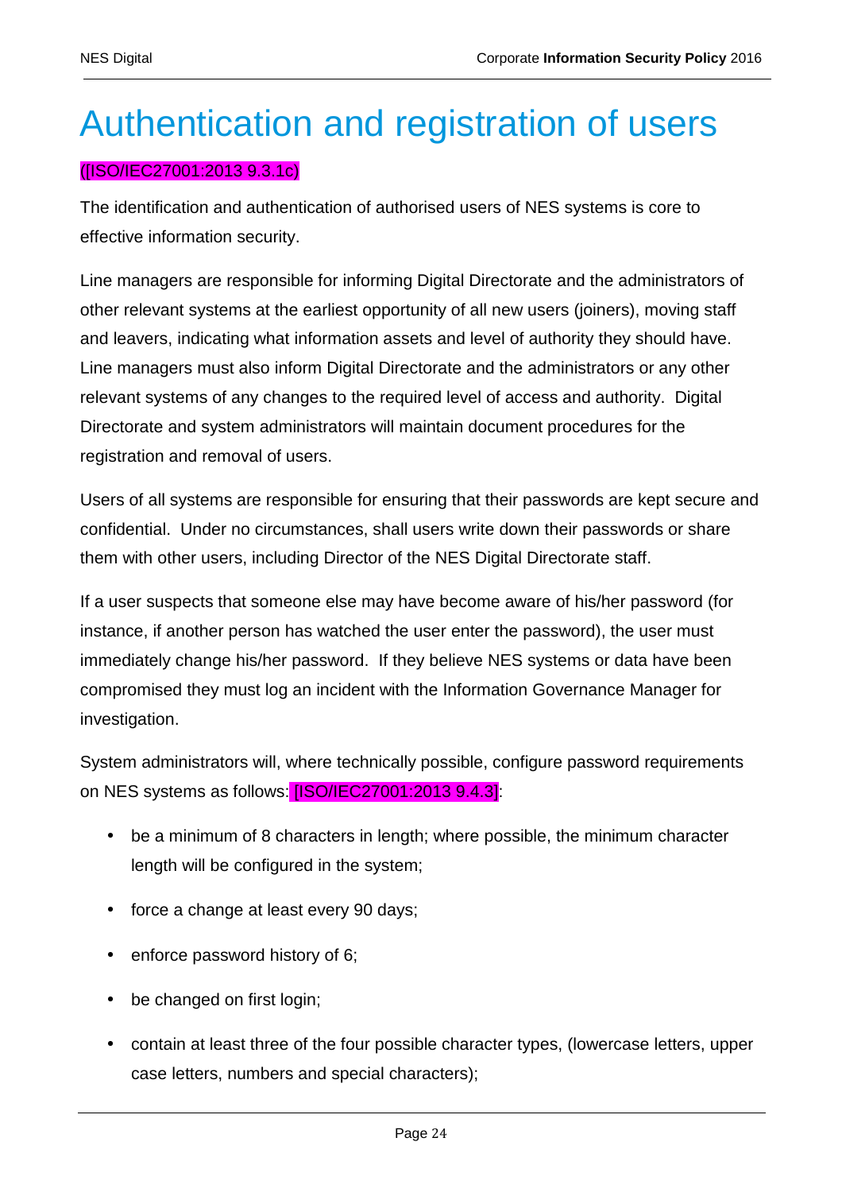# Authentication and registration of users

([ISO/IEC27001:2013 9.3.1c)

The identification and authentication of authorised users of NES systems is core to effective information security.

Line managers are responsible for informing Digital Directorate and the administrators of other relevant systems at the earliest opportunity of all new users (joiners), moving staff and leavers, indicating what information assets and level of authority they should have. Line managers must also inform Digital Directorate and the administrators or any other relevant systems of any changes to the required level of access and authority. Digital Directorate and system administrators will maintain document procedures for the registration and removal of users.

Users of all systems are responsible for ensuring that their passwords are kept secure and confidential. Under no circumstances, shall users write down their passwords or share them with other users, including Director of the NES Digital Directorate staff.

If a user suspects that someone else may have become aware of his/her password (for instance, if another person has watched the user enter the password), the user must immediately change his/her password. If they believe NES systems or data have been compromised they must log an incident with the Information Governance Manager for investigation.

System administrators will, where technically possible, configure password requirements on NES systems as follows: [ISO/IEC27001:2013 9.4.3]:

- be a minimum of 8 characters in length; where possible, the minimum character length will be configured in the system;
- force a change at least every 90 days;
- enforce password history of 6;
- be changed on first login;
- contain at least three of the four possible character types, (lowercase letters, upper case letters, numbers and special characters);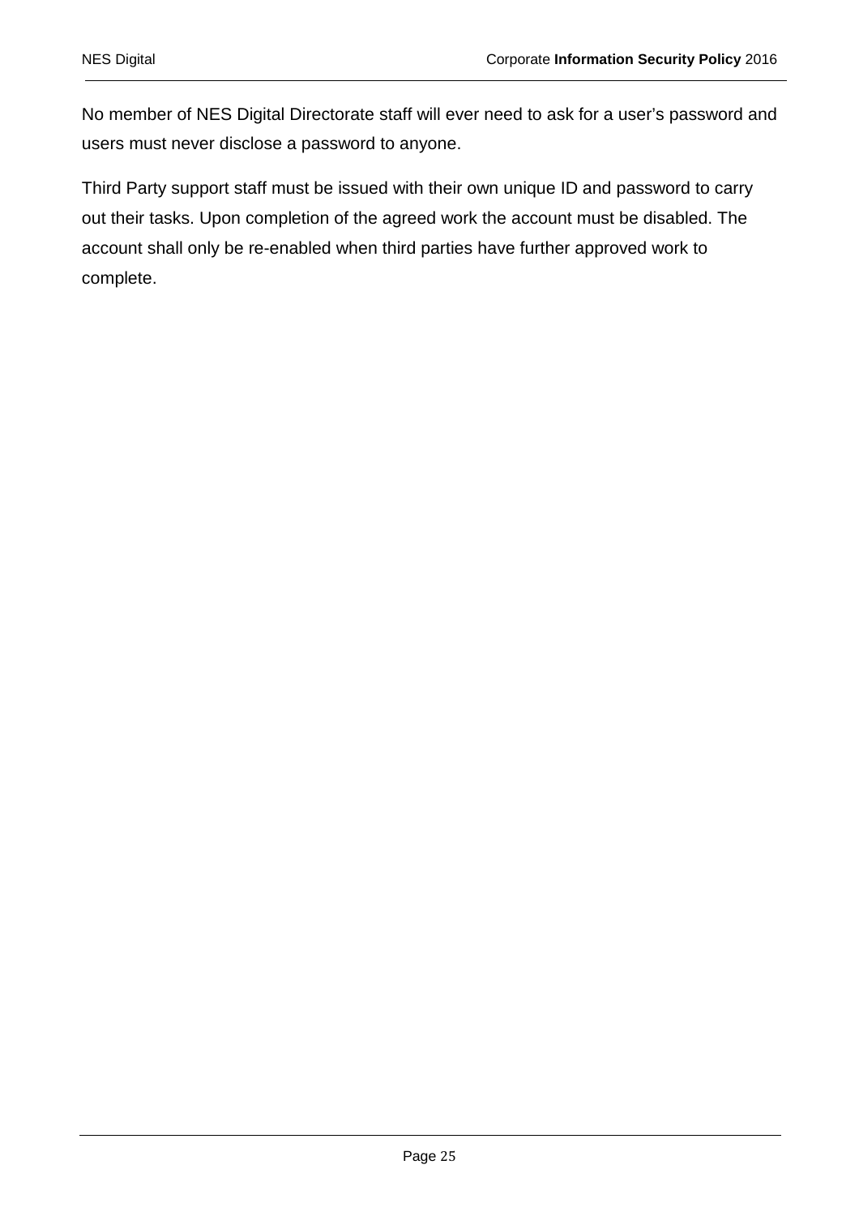No member of NES Digital Directorate staff will ever need to ask for a user's password and users must never disclose a password to anyone.

Third Party support staff must be issued with their own unique ID and password to carry out their tasks. Upon completion of the agreed work the account must be disabled. The account shall only be re-enabled when third parties have further approved work to complete.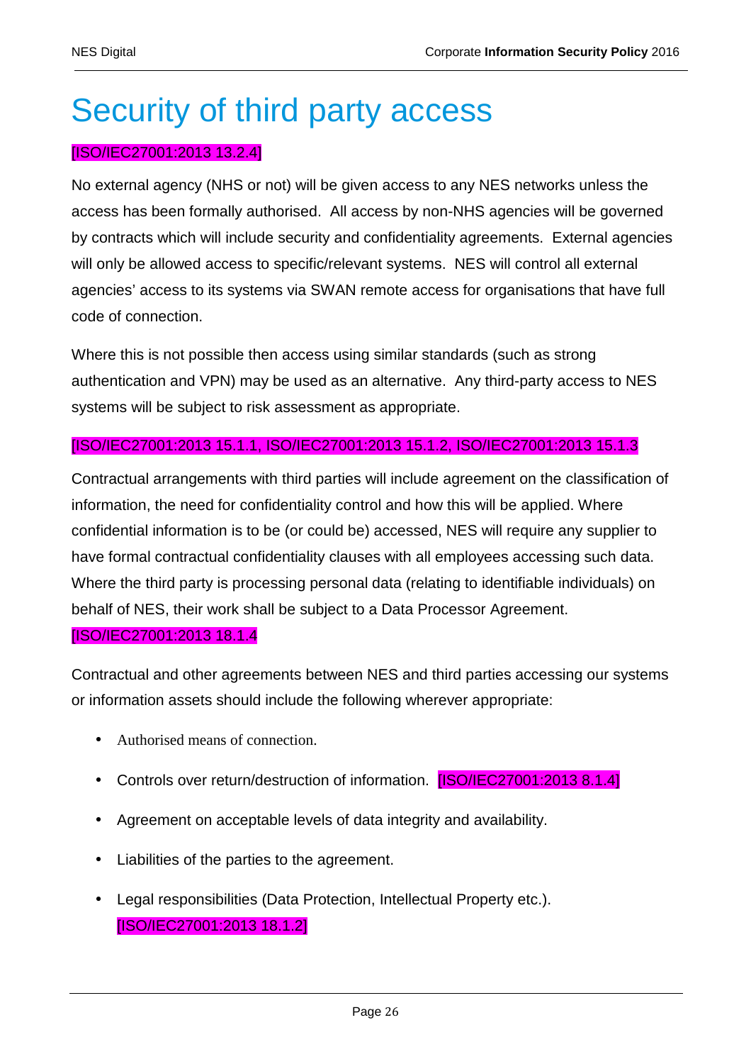# Security of third party access

[ISO/IEC27001:2013 13.2.4]

No external agency (NHS or not) will be given access to any NES networks unless the access has been formally authorised. All access by non-NHS agencies will be governed by contracts which will include security and confidentiality agreements. External agencies will only be allowed access to specific/relevant systems. NES will control all external agencies' access to its systems via SWAN remote access for organisations that have full code of connection.

Where this is not possible then access using similar standards (such as strong authentication and VPN) may be used as an alternative. Any third-party access to NES systems will be subject to risk assessment as appropriate.

[ISO/IEC27001:2013 15.1.1, ISO/IEC27001:2013 15.1.2, ISO/IEC27001:2013 15.1.3

Contractual arrangements with third parties will include agreement on the classification of information, the need for confidentiality control and how this will be applied. Where confidential information is to be (or could be) accessed, NES will require any supplier to have formal contractual confidentiality clauses with all employees accessing such data. Where the third party is processing personal data (relating to identifiable individuals) on behalf of NES, their work shall be subject to a Data Processor Agreement. [ISO/IEC27001:2013 18.1.4

Contractual and other agreements between NES and third parties accessing our systems or information assets should include the following wherever appropriate:

- Authorised means of connection.
- Controls over return/destruction of information. [ISO/IEC27001:2013 8.1.4]
- Agreement on acceptable levels of data integrity and availability.
- Liabilities of the parties to the agreement.
- Legal responsibilities (Data Protection, Intellectual Property etc.). [ISO/IEC27001:2013 18.1.2]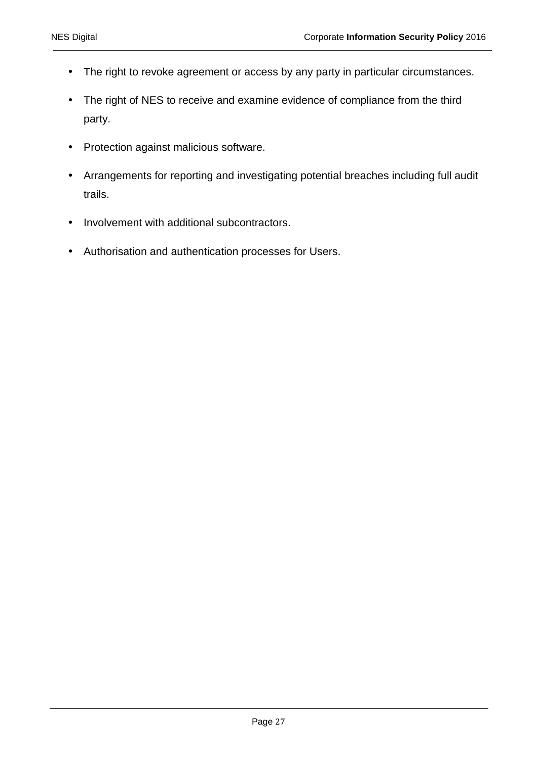- The right to revoke agreement or access by any party in particular circumstances.
- The right of NES to receive and examine evidence of compliance from the third party.
- Protection against malicious software.
- Arrangements for reporting and investigating potential breaches including full audit trails.
- Involvement with additional subcontractors.
- Authorisation and authentication processes for Users.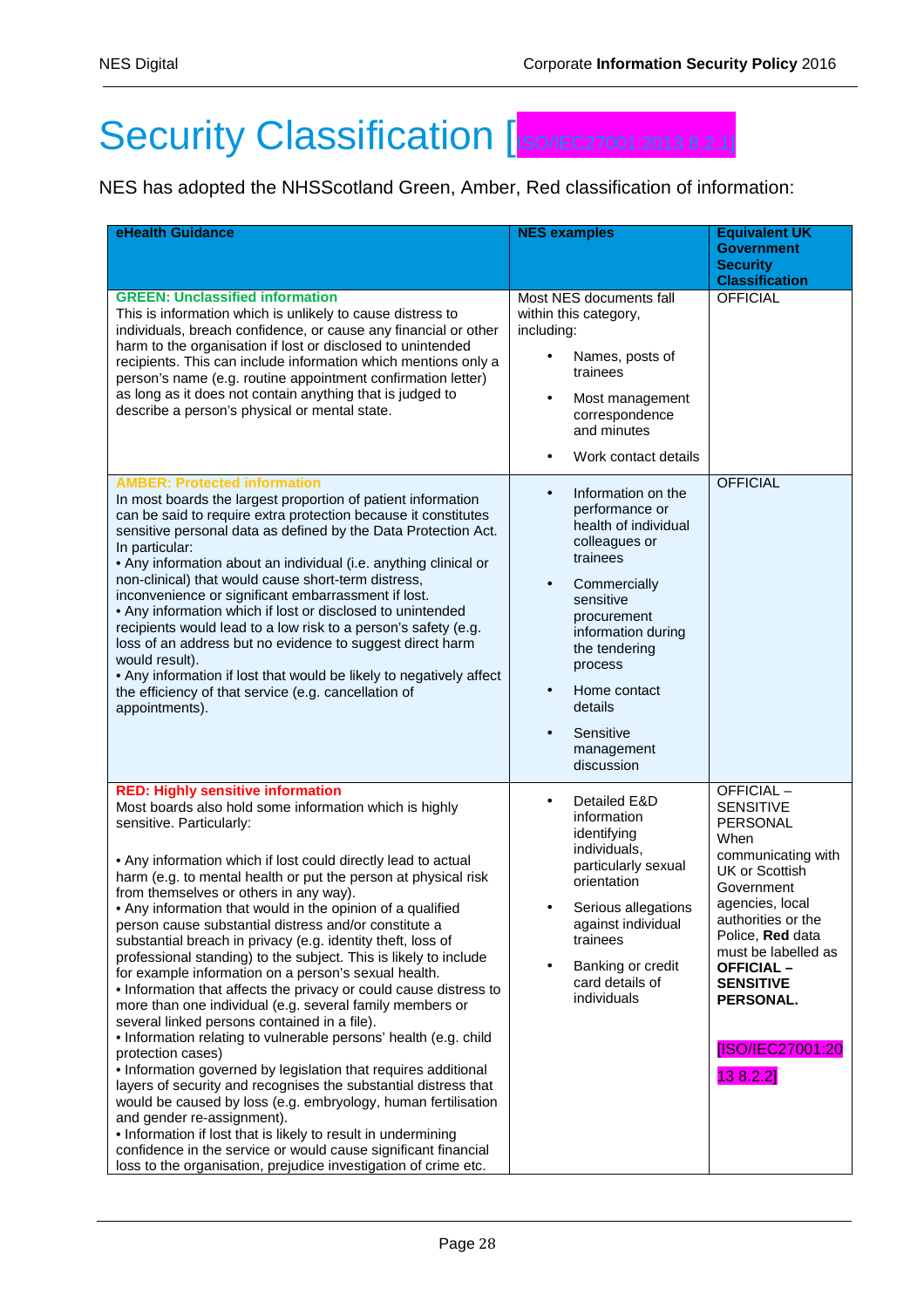# Security Classification [ISO/IEC27001:2013 8.2.1]

NES has adopted the NHSScotland Green, Amber, Red classification of information:

| eHealth Guidance | NES examples | Equivalent UK Government Security Classification |
|---|---|---|
| **GREEN: Unclassified information**<br>This is information which is unlikely to cause distress to individuals, breach confidence, or cause any financial or other harm to the organisation if lost or disclosed to unintended recipients. This can include information which mentions only a person's name (e.g. routine appointment confirmation letter) as long as it does not contain anything that is judged to describe a person's physical or mental state. | Most NES documents fall within this category, including:<br>• Names, posts of trainees<br>• Most management correspondence and minutes<br>• Work contact details | OFFICIAL |
| **AMBER: Protected information**<br>In most boards the largest proportion of patient information can be said to require extra protection because it constitutes sensitive personal data as defined by the Data Protection Act. In particular:<br>• Any information about an individual (i.e. anything clinical or non-clinical) that would cause short-term distress, inconvenience or significant embarrassment if lost.<br>• Any information which if lost or disclosed to unintended recipients would lead to a low risk to a person's safety (e.g. loss of an address but no evidence to suggest direct harm would result).<br>• Any information if lost that would be likely to negatively affect the efficiency of that service (e.g. cancellation of appointments). | • Information on the performance or health of individual colleagues or trainees<br>• Commercially sensitive procurement information during the tendering process<br>• Home contact details<br>• Sensitive management discussion | OFFICIAL |
| **RED: Highly sensitive information**<br>Most boards also hold some information which is highly sensitive. Particularly:<br>• Any information which if lost could directly lead to actual harm (e.g. to mental health or put the person at physical risk from themselves or others in any way).<br>• Any information that would in the opinion of a qualified person cause substantial distress and/or constitute a substantial breach in privacy (e.g. identity theft, loss of professional standing) to the subject. This is likely to include for example information on a person's sexual health.<br>• Information that affects the privacy or could cause distress to more than one individual (e.g. several family members or several linked persons contained in a file).<br>• Information relating to vulnerable persons' health (e.g. child protection cases)<br>• Information governed by legislation that requires additional layers of security and recognises the substantial distress that would be caused by loss (e.g. embryology, human fertilisation and gender re-assignment).<br>• Information if lost that is likely to result in undermining confidence in the service or would cause significant financial loss to the organisation, prejudice investigation of crime etc. | • Detailed E&D information identifying individuals, particularly sexual orientation<br>• Serious allegations against individual trainees<br>• Banking or credit card details of individuals | OFFICIAL – SENSITIVE PERSONAL When communicating with UK or Scottish Government agencies, local authorities or the Police, **Red** data must be labelled as **OFFICIAL – SENSITIVE PERSONAL.**<br><br>[ISO/IEC27001:2013 8.2.2] |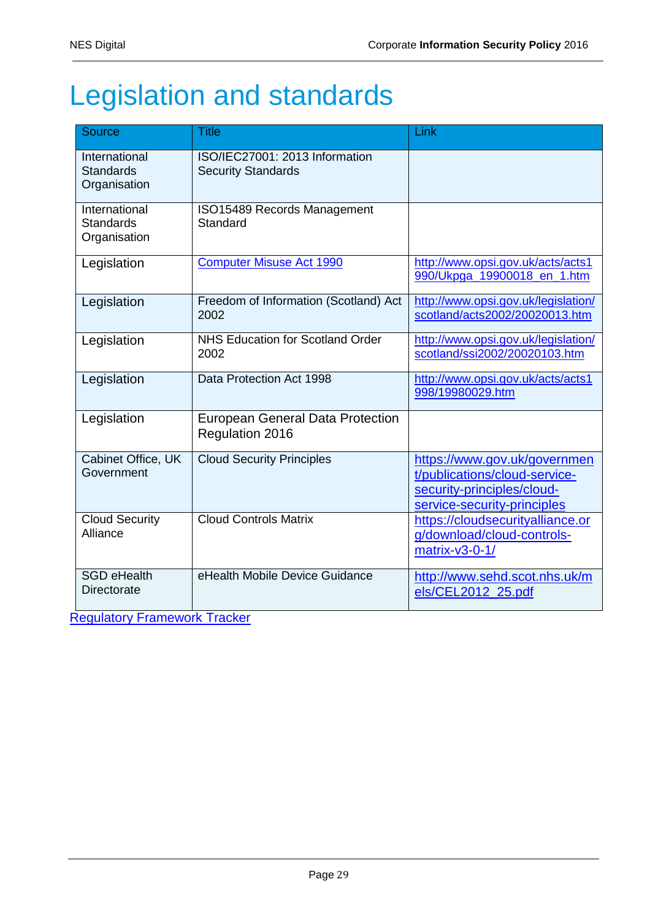# Legislation and standards

| Source | Title | Link |
|---|---|---|
| International Standards Organisation | ISO/IEC27001: 2013 Information Security Standards | |
| International Standards Organisation | ISO15489 Records Management Standard | |
| Legislation | Computer Misuse Act 1990 | http://www.opsi.gov.uk/acts/acts1990/Ukpga_19900018_en_1.htm |
| Legislation | Freedom of Information (Scotland) Act 2002 | http://www.opsi.gov.uk/legislation/scotland/acts2002/20020013.htm |
| Legislation | NHS Education for Scotland Order 2002 | http://www.opsi.gov.uk/legislation/scotland/ssi2002/20020103.htm |
| Legislation | Data Protection Act 1998 | http://www.opsi.gov.uk/acts/acts1998/19980029.htm |
| Legislation | European General Data Protection Regulation 2016 | |
| Cabinet Office, UK Government | Cloud Security Principles | https://www.gov.uk/government/publications/cloud-service-security-principles/cloud-service-security-principles |
| Cloud Security Alliance | Cloud Controls Matrix | https://cloudsecurityalliance.org/download/cloud-controls-matrix-v3-0-1/ |
| SGD eHealth Directorate | eHealth Mobile Device Guidance | http://www.sehd.scot.nhs.uk/mels/CEL2012_25.pdf |

Regulatory Framework Tracker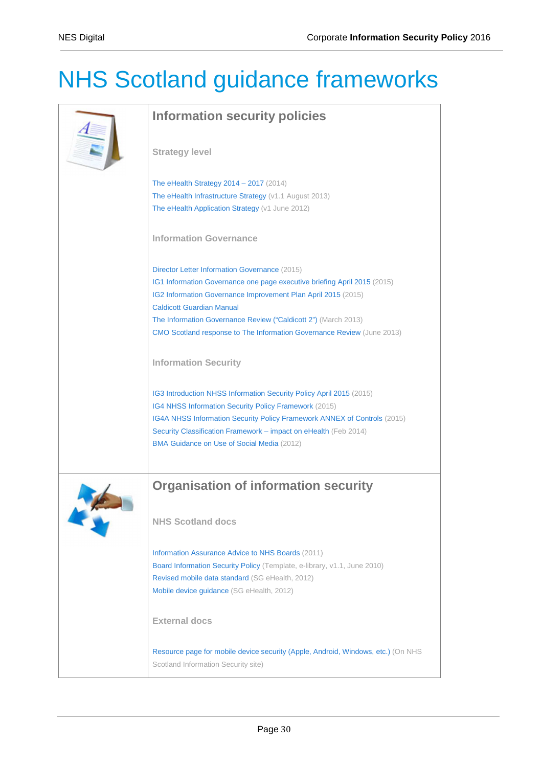# NHS Scotland guidance frameworks

## Information security policies

### Strategy level

The eHealth Strategy 2014 – 2017 (2014)
The eHealth Infrastructure Strategy (v1.1 August 2013)
The eHealth Application Strategy (v1 June 2012)

### Information Governance

Director Letter Information Governance (2015)
IG1 Information Governance one page executive briefing April 2015 (2015)
IG2 Information Governance Improvement Plan April 2015 (2015)
Caldicott Guardian Manual
The Information Governance Review ("Caldicott 2") (March 2013)
CMO Scotland response to The Information Governance Review (June 2013)

### Information Security

IG3 Introduction NHSS Information Security Policy April 2015 (2015)
IG4 NHSS Information Security Policy Framework (2015)
IG4A NHSS Information Security Policy Framework ANNEX of Controls (2015)
Security Classification Framework – impact on eHealth (Feb 2014)
BMA Guidance on Use of Social Media (2012)

## Organisation of information security

### NHS Scotland docs

Information Assurance Advice to NHS Boards (2011)
Board Information Security Policy (Template, e-library, v1.1, June 2010)
Revised mobile data standard (SG eHealth, 2012)
Mobile device guidance (SG eHealth, 2012)

### External docs

Resource page for mobile device security (Apple, Android, Windows, etc.) (On NHS Scotland Information Security site)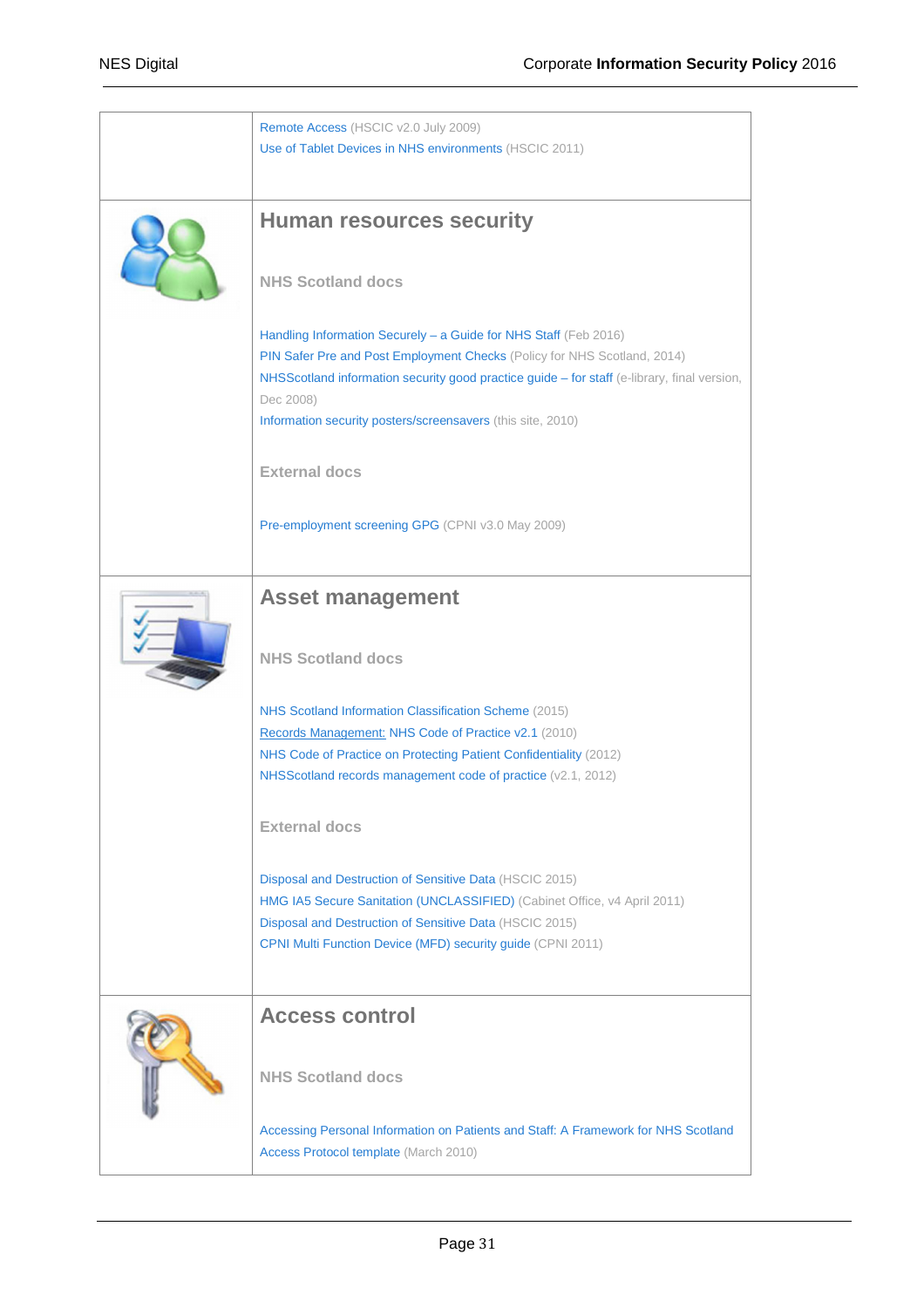| | |
|---|---|
| | Remote Access (HSCIC v2.0 July 2009)<br>Use of Tablet Devices in NHS environments (HSCIC 2011) |
| | **Human resources security**<br><br>**NHS Scotland docs**<br><br>Handling Information Securely – a Guide for NHS Staff (Feb 2016)<br>PIN Safer Pre and Post Employment Checks (Policy for NHS Scotland, 2014)<br>NHSScotland information security good practice guide – for staff (e-library, final version, Dec 2008)<br>Information security posters/screensavers (this site, 2010)<br><br>**External docs**<br><br>Pre-employment screening GPG (CPNI v3.0 May 2009) |
| | **Asset management**<br><br>**NHS Scotland docs**<br><br>NHS Scotland Information Classification Scheme (2015)<br>Records Management: NHS Code of Practice v2.1 (2010)<br>NHS Code of Practice on Protecting Patient Confidentiality (2012)<br>NHSScotland records management code of practice (v2.1, 2012)<br><br>**External docs**<br><br>Disposal and Destruction of Sensitive Data (HSCIC 2015)<br>HMG IA5 Secure Sanitation (UNCLASSIFIED) (Cabinet Office, v4 April 2011)<br>Disposal and Destruction of Sensitive Data (HSCIC 2015)<br>CPNI Multi Function Device (MFD) security guide (CPNI 2011) |
| | **Access control**<br><br>**NHS Scotland docs**<br><br>Accessing Personal Information on Patients and Staff: A Framework for NHS Scotland<br>Access Protocol template (March 2010) |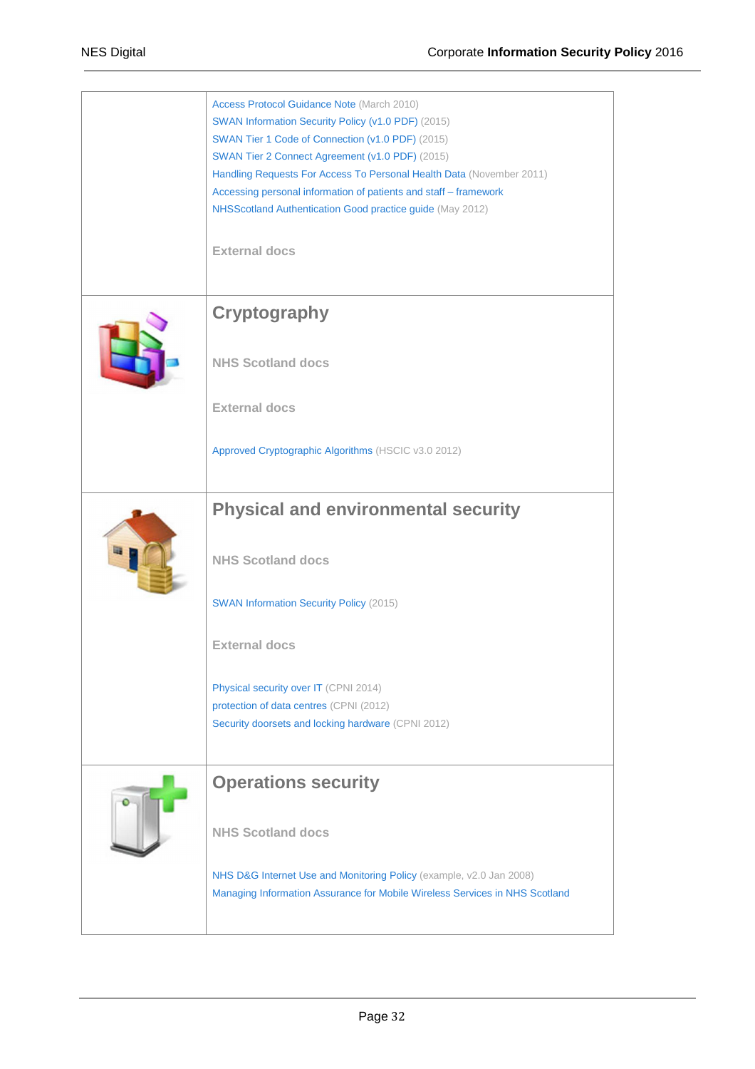| | |
|---|---|
| | Access Protocol Guidance Note (March 2010)<br>SWAN Information Security Policy (v1.0 PDF) (2015)<br>SWAN Tier 1 Code of Connection (v1.0 PDF) (2015)<br>SWAN Tier 2 Connect Agreement (v1.0 PDF) (2015)<br>Handling Requests For Access To Personal Health Data (November 2011)<br>Accessing personal information of patients and staff – framework<br>NHSScotland Authentication Good practice guide (May 2012)<br><br>**External docs** |
| | **Cryptography**<br><br>**NHS Scotland docs**<br><br>**External docs**<br><br>Approved Cryptographic Algorithms (HSCIC v3.0 2012) |
| | **Physical and environmental security**<br><br>**NHS Scotland docs**<br><br>SWAN Information Security Policy (2015)<br><br>**External docs**<br><br>Physical security over IT (CPNI 2014)<br>protection of data centres (CPNI (2012)<br>Security doorsets and locking hardware (CPNI 2012) |
| | **Operations security**<br><br>**NHS Scotland docs**<br><br>NHS D&G Internet Use and Monitoring Policy (example, v2.0 Jan 2008)<br>Managing Information Assurance for Mobile Wireless Services in NHS Scotland |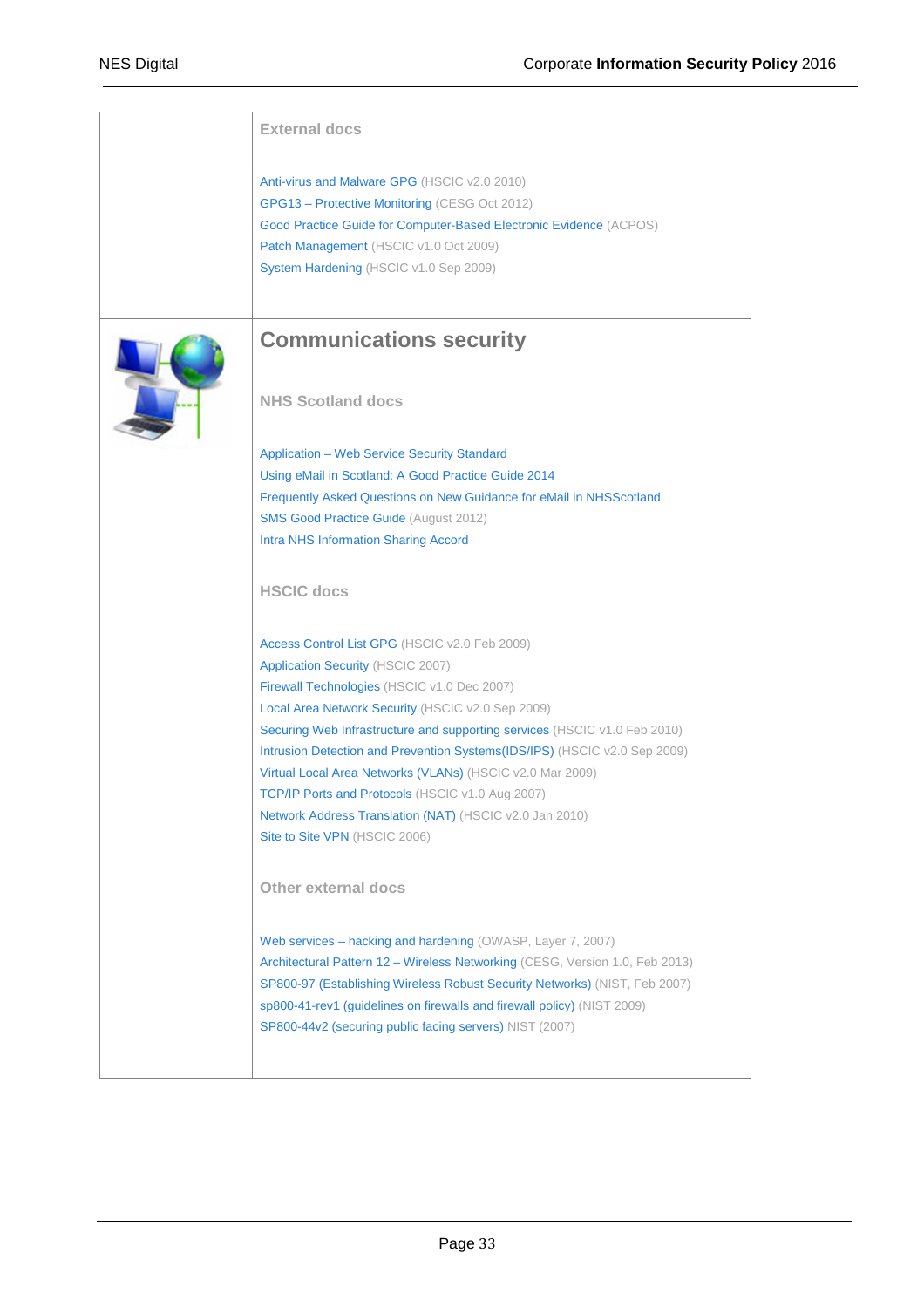**External docs**

Anti-virus and Malware GPG (HSCIC v2.0 2010)
GPG13 – Protective Monitoring (CESG Oct 2012)
Good Practice Guide for Computer-Based Electronic Evidence (ACPOS)
Patch Management (HSCIC v1.0 Oct 2009)
System Hardening (HSCIC v1.0 Sep 2009)

## Communications security

**NHS Scotland docs**

Application – Web Service Security Standard
Using eMail in Scotland: A Good Practice Guide 2014
Frequently Asked Questions on New Guidance for eMail in NHSScotland
SMS Good Practice Guide (August 2012)
Intra NHS Information Sharing Accord

**HSCIC docs**

Access Control List GPG (HSCIC v2.0 Feb 2009)
Application Security (HSCIC 2007)
Firewall Technologies (HSCIC v1.0 Dec 2007)
Local Area Network Security (HSCIC v2.0 Sep 2009)
Securing Web Infrastructure and supporting services (HSCIC v1.0 Feb 2010)
Intrusion Detection and Prevention Systems(IDS/IPS) (HSCIC v2.0 Sep 2009)
Virtual Local Area Networks (VLANs) (HSCIC v2.0 Mar 2009)
TCP/IP Ports and Protocols (HSCIC v1.0 Aug 2007)
Network Address Translation (NAT) (HSCIC v2.0 Jan 2010)
Site to Site VPN (HSCIC 2006)

**Other external docs**

Web services – hacking and hardening (OWASP, Layer 7, 2007)
Architectural Pattern 12 – Wireless Networking (CESG, Version 1.0, Feb 2013)
SP800-97 (Establishing Wireless Robust Security Networks) (NIST, Feb 2007)
sp800-41-rev1 (guidelines on firewalls and firewall policy) (NIST 2009)
SP800-44v2 (securing public facing servers) NIST (2007)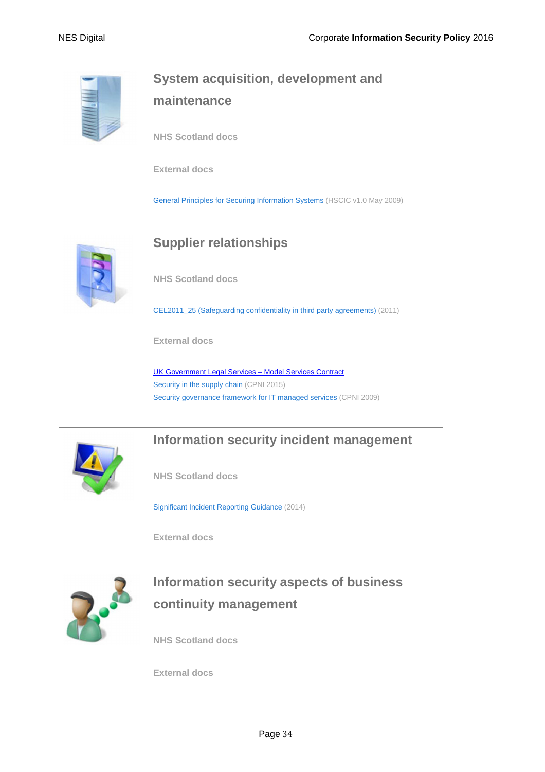## System acquisition, development and maintenance

**NHS Scotland docs**

**External docs**

General Principles for Securing Information Systems (HSCIC v1.0 May 2009)

## Supplier relationships

**NHS Scotland docs**

CEL2011_25 (Safeguarding confidentiality in third party agreements) (2011)

**External docs**

UK Government Legal Services – Model Services Contract
Security in the supply chain (CPNI 2015)
Security governance framework for IT managed services (CPNI 2009)

## Information security incident management

**NHS Scotland docs**

Significant Incident Reporting Guidance (2014)

**External docs**

## Information security aspects of business continuity management

**NHS Scotland docs**

**External docs**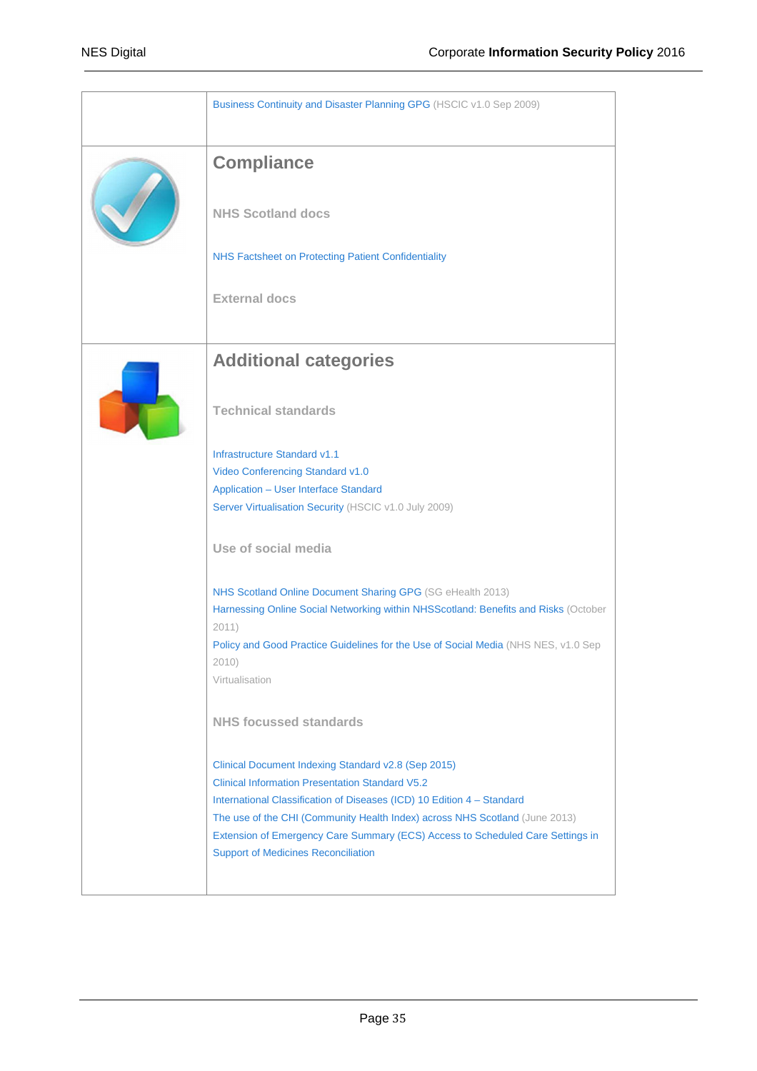| | |
|---|---|
| | Business Continuity and Disaster Planning GPG (HSCIC v1.0 Sep 2009) |
| | **Compliance**<br><br>**NHS Scotland docs**<br><br>NHS Factsheet on Protecting Patient Confidentiality<br><br>**External docs** |
| | **Additional categories**<br><br>**Technical standards**<br><br>Infrastructure Standard v1.1<br>Video Conferencing Standard v1.0<br>Application – User Interface Standard<br>Server Virtualisation Security (HSCIC v1.0 July 2009)<br><br>**Use of social media**<br><br>NHS Scotland Online Document Sharing GPG (SG eHealth 2013)<br>Harnessing Online Social Networking within NHSScotland: Benefits and Risks (October 2011)<br>Policy and Good Practice Guidelines for the Use of Social Media (NHS NES, v1.0 Sep 2010)<br>Virtualisation<br><br>**NHS focussed standards**<br><br>Clinical Document Indexing Standard v2.8 (Sep 2015)<br>Clinical Information Presentation Standard V5.2<br>International Classification of Diseases (ICD) 10 Edition 4 – Standard<br>The use of the CHI (Community Health Index) across NHS Scotland (June 2013)<br>Extension of Emergency Care Summary (ECS) Access to Scheduled Care Settings in Support of Medicines Reconciliation |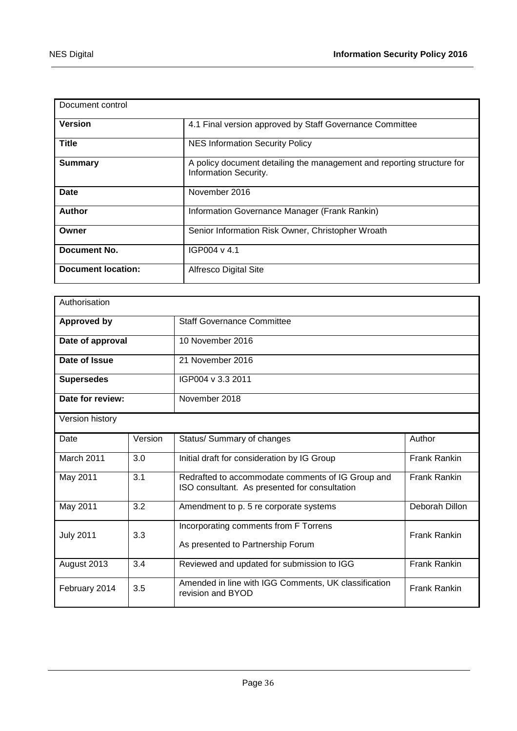| Document control | |
| --- | --- |
| **Version** | 4.1 Final version approved by Staff Governance Committee |
| **Title** | NES Information Security Policy |
| **Summary** | A policy document detailing the management and reporting structure for Information Security. |
| **Date** | November 2016 |
| **Author** | Information Governance Manager (Frank Rankin) |
| **Owner** | Senior Information Risk Owner, Christopher Wroath |
| **Document No.** | IGP004 v 4.1 |
| **Document location:** | Alfresco Digital Site |

| Authorisation | | | |
| --- | --- | --- | --- |
| **Approved by** | | Staff Governance Committee | |
| **Date of approval** | | 10 November 2016 | |
| **Date of Issue** | | 21 November 2016 | |
| **Supersedes** | | IGP004 v 3.3 2011 | |
| **Date for review:** | | November 2018 | |
| Version history | | | |
| Date | Version | Status/ Summary of changes | Author |
| March 2011 | 3.0 | Initial draft for consideration by IG Group | Frank Rankin |
| May 2011 | 3.1 | Redrafted to accommodate comments of IG Group and ISO consultant. As presented for consultation | Frank Rankin |
| May 2011 | 3.2 | Amendment to p. 5 re corporate systems | Deborah Dillon |
| July 2011 | 3.3 | Incorporating comments from F Torrens<br>As presented to Partnership Forum | Frank Rankin |
| August 2013 | 3.4 | Reviewed and updated for submission to IGG | Frank Rankin |
| February 2014 | 3.5 | Amended in line with IGG Comments, UK classification revision and BYOD | Frank Rankin |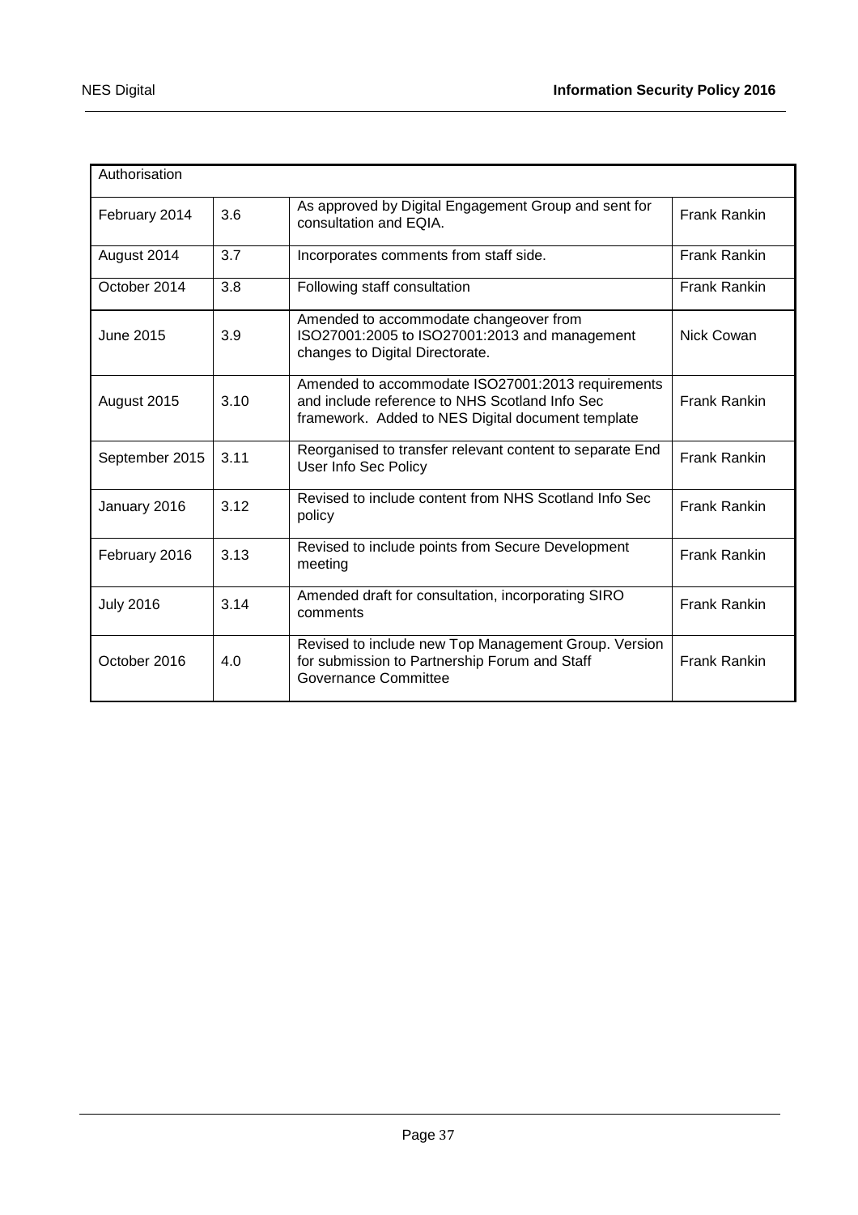| Authorisation | | | |
|---|---|---|---|
| February 2014 | 3.6 | As approved by Digital Engagement Group and sent for consultation and EQIA. | Frank Rankin |
| August 2014 | 3.7 | Incorporates comments from staff side. | Frank Rankin |
| October 2014 | 3.8 | Following staff consultation | Frank Rankin |
| June 2015 | 3.9 | Amended to accommodate changeover from ISO27001:2005 to ISO27001:2013 and management changes to Digital Directorate. | Nick Cowan |
| August 2015 | 3.10 | Amended to accommodate ISO27001:2013 requirements and include reference to NHS Scotland Info Sec framework. Added to NES Digital document template | Frank Rankin |
| September 2015 | 3.11 | Reorganised to transfer relevant content to separate End User Info Sec Policy | Frank Rankin |
| January 2016 | 3.12 | Revised to include content from NHS Scotland Info Sec policy | Frank Rankin |
| February 2016 | 3.13 | Revised to include points from Secure Development meeting | Frank Rankin |
| July 2016 | 3.14 | Amended draft for consultation, incorporating SIRO comments | Frank Rankin |
| October 2016 | 4.0 | Revised to include new Top Management Group. Version for submission to Partnership Forum and Staff Governance Committee | Frank Rankin |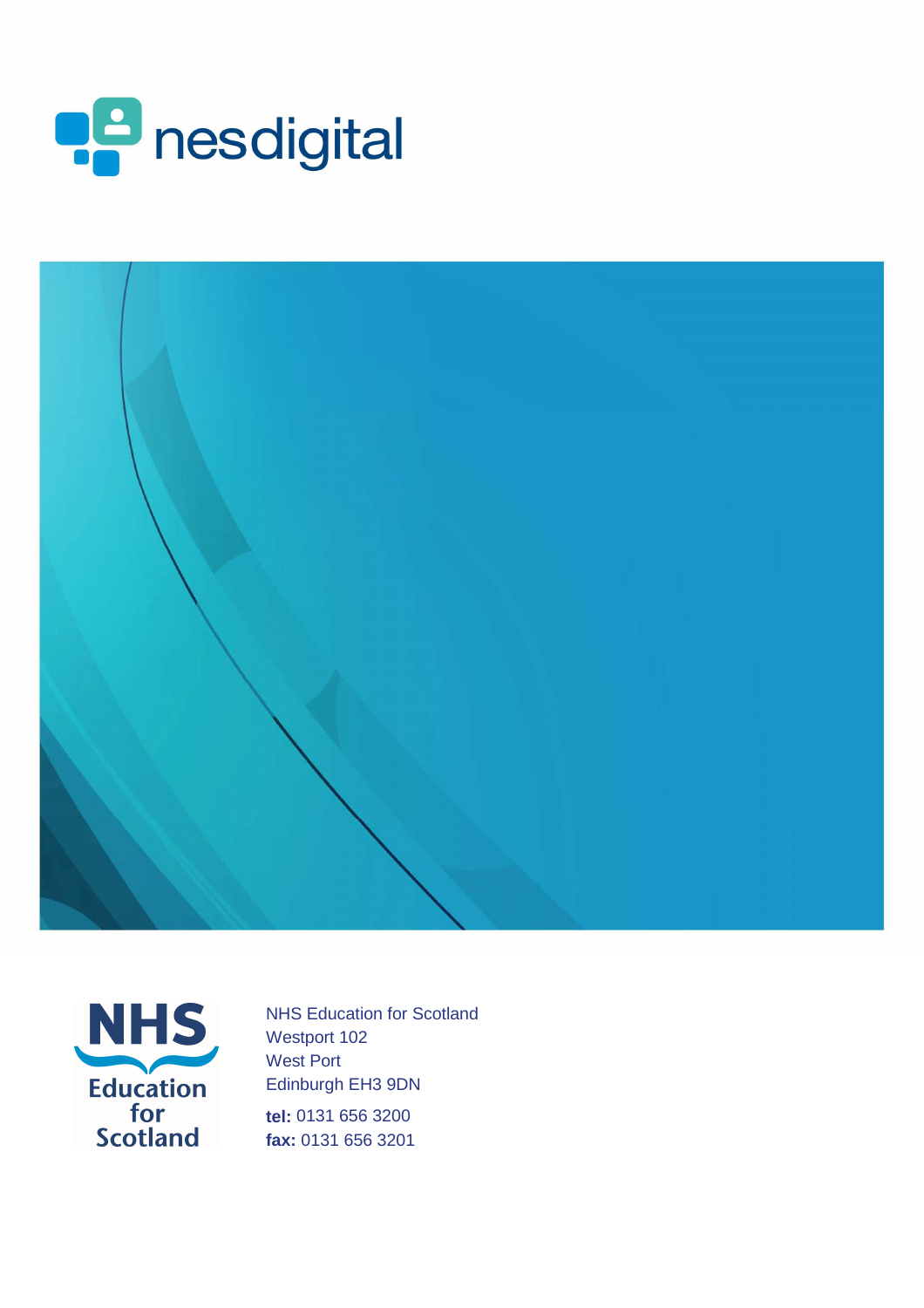nesdigital

NHS Education for Scotland

NHS Education for Scotland
Westport 102
West Port
Edinburgh EH3 9DN

**tel:** 0131 656 3200
**fax:** 0131 656 3201